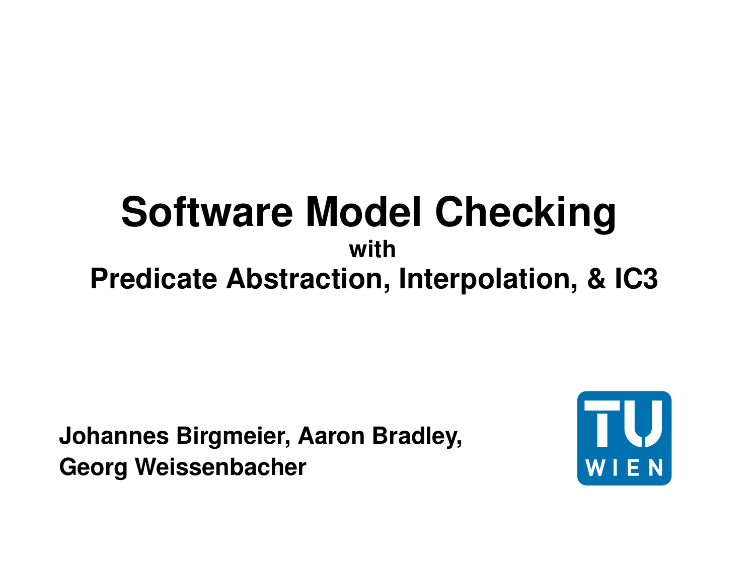# Software Model Checking

**with**

## Predicate Abstraction, Interpolation, & IC3

**Johannes Birgmeier, Aaron Bradley, Georg Weissenbacher**

TU WIEN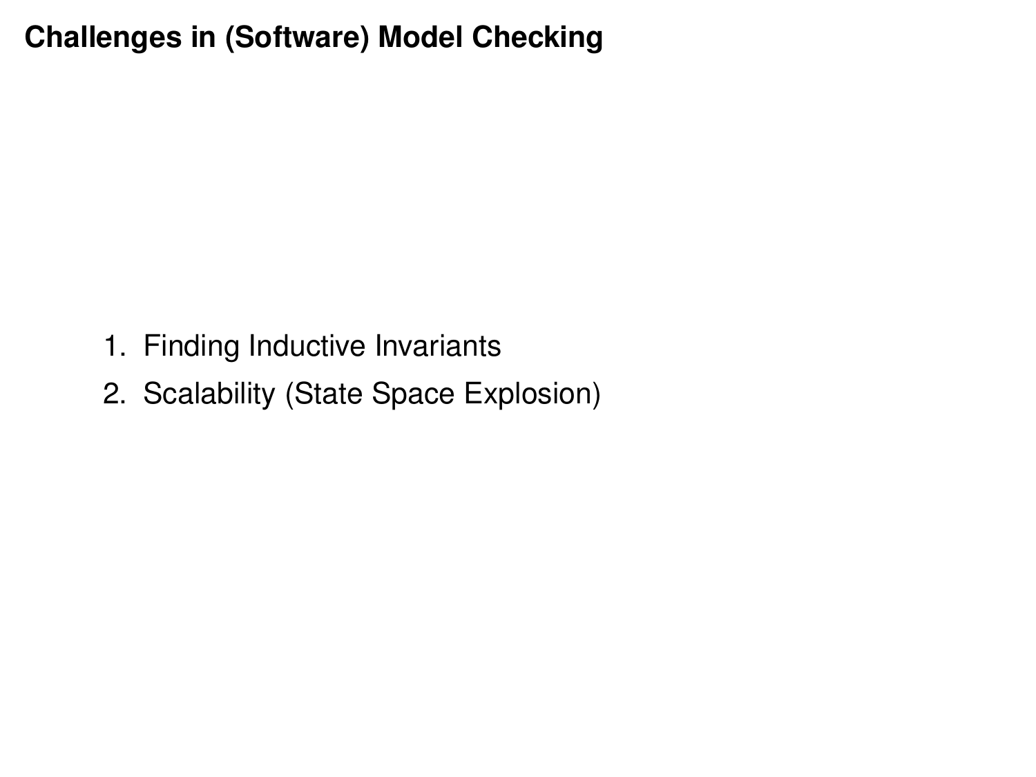# Challenges in (Software) Model Checking

1. Finding Inductive Invariants
2. Scalability (State Space Explosion)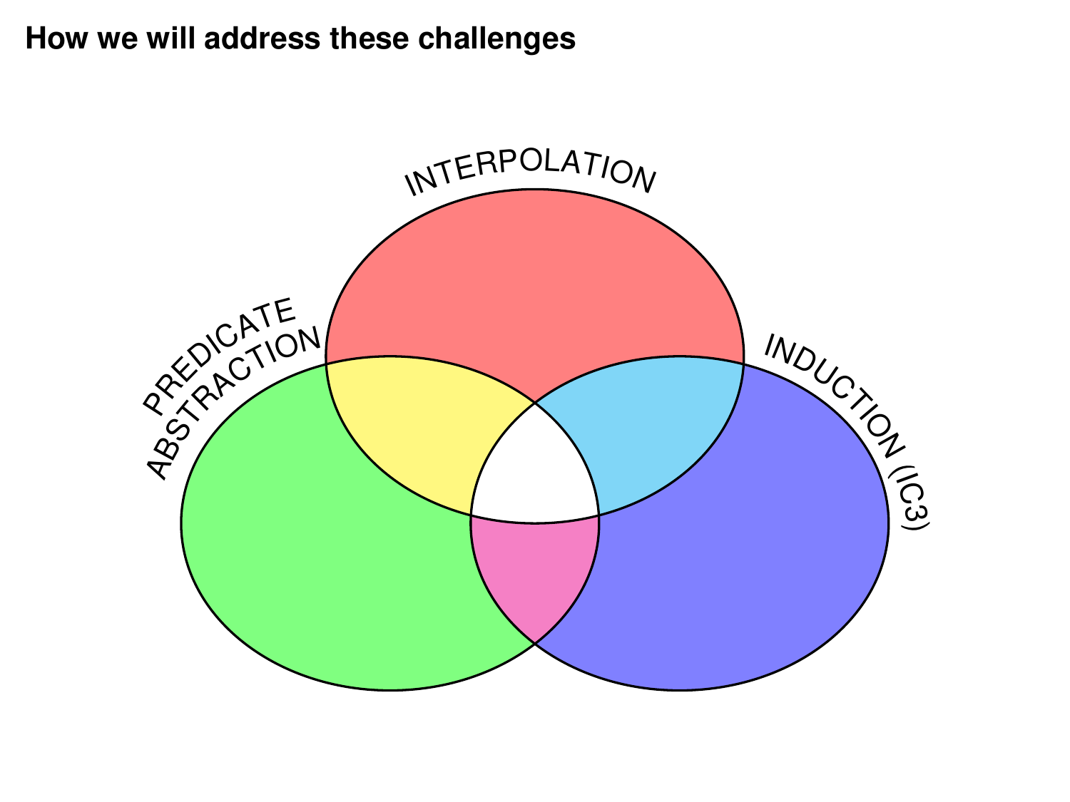## How we will address these challenges

INTERPOLATION

PREDICATE ABSTRACTION

INDUCTION (IC3)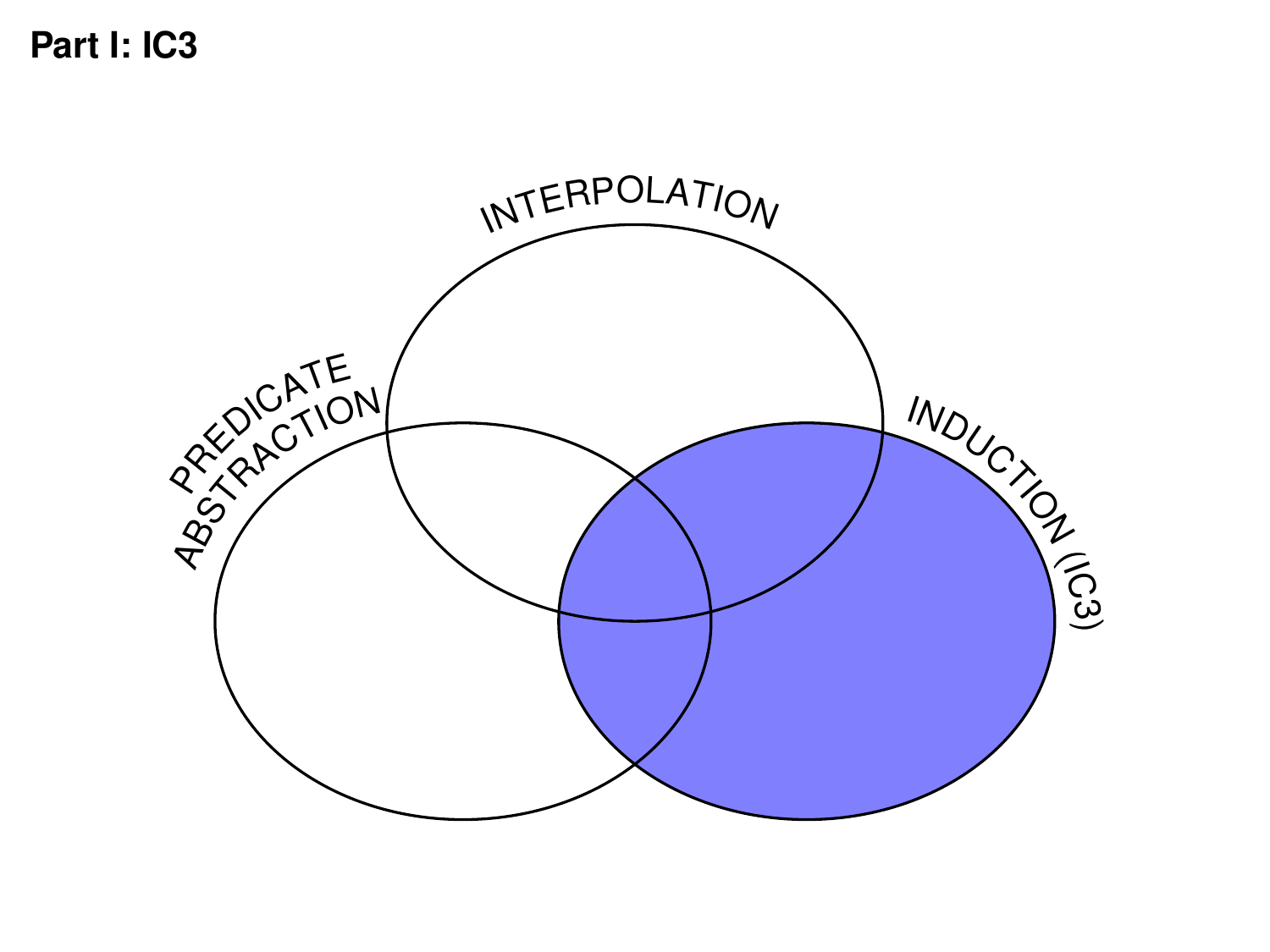**Part I: IC3**

INTERPOLATION

PREDICATE ABSTRACTION

INDUCTION (IC3)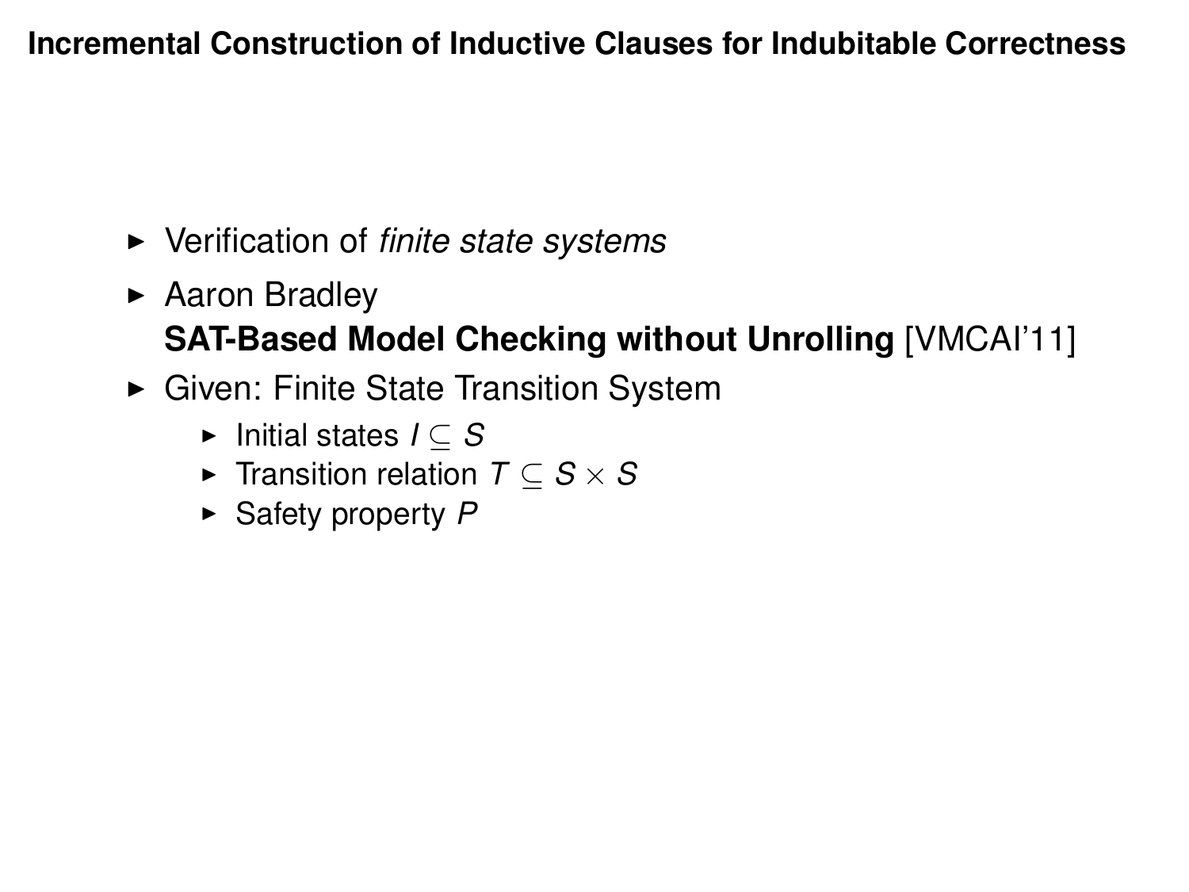## Incremental Construction of Inductive Clauses for Indubitable Correctness

- Verification of *finite state systems*
- Aaron Bradley
  **SAT-Based Model Checking without Unrolling** [VMCAI'11]
- Given: Finite State Transition System
  - Initial states $I \subseteq S$
  - Transition relation $T \subseteq S \times S$
  - Safety property $P$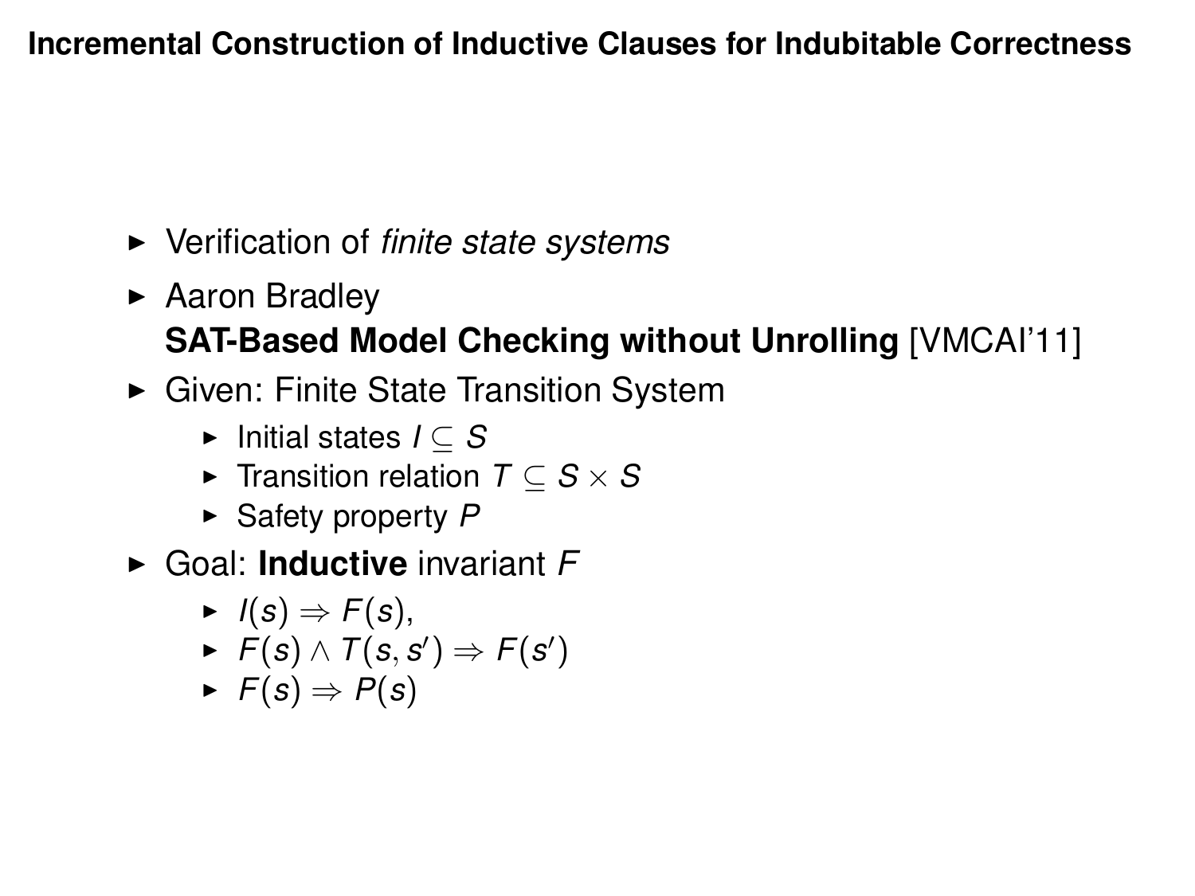## Incremental Construction of Inductive Clauses for Indubitable Correctness

- Verification of *finite state systems*
- Aaron Bradley
  **SAT-Based Model Checking without Unrolling** [VMCAI'11]
- Given: Finite State Transition System
  - Initial states $I \subseteq S$
  - Transition relation $T \subseteq S \times S$
  - Safety property $P$
- Goal: **Inductive** invariant $F$
  - $I(s) \Rightarrow F(s)$,
  - $F(s) \wedge T(s, s') \Rightarrow F(s')$
  - $F(s) \Rightarrow P(s)$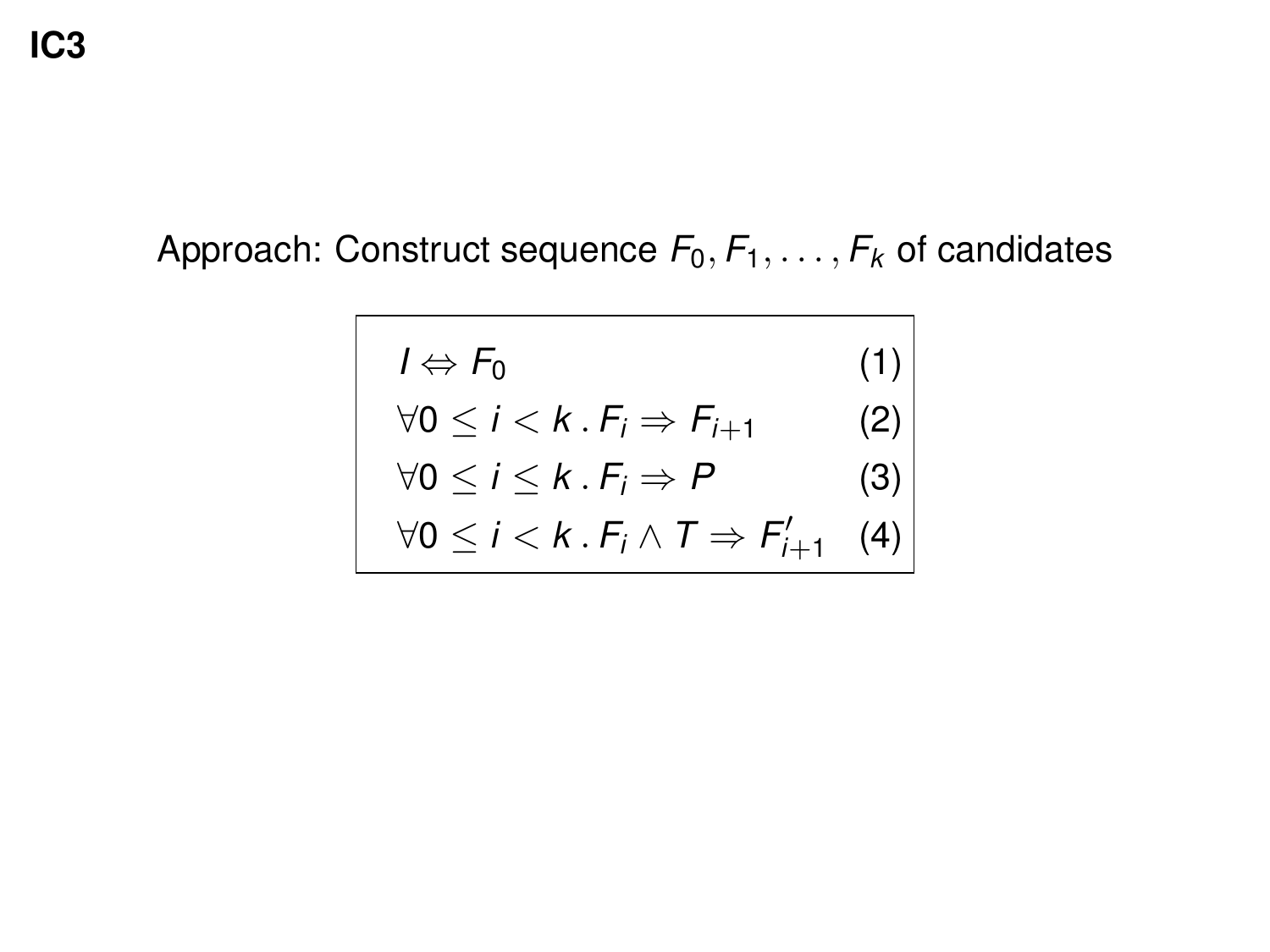# IC3

Approach: Construct sequence $F_0, F_1, \ldots, F_k$ of candidates

$$
\begin{array}{ll}
I \Leftrightarrow F_0 & (1) \\
\forall 0 \leq i < k \, . \, F_i \Rightarrow F_{i+1} & (2) \\
\forall 0 \leq i \leq k \, . \, F_i \Rightarrow P & (3) \\
\forall 0 \leq i < k \, . \, F_i \wedge T \Rightarrow F'_{i+1} & (4)
\end{array}
$$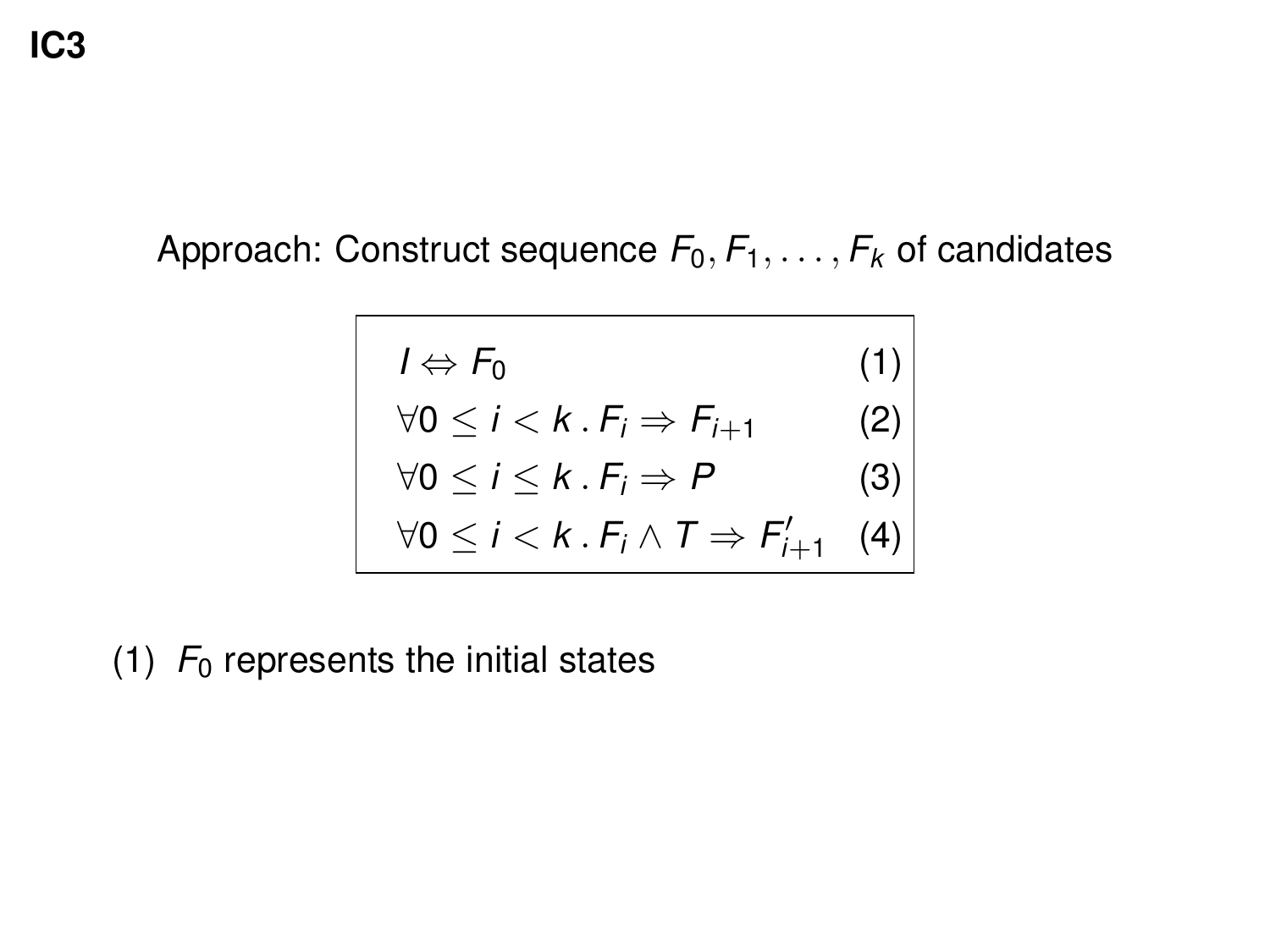# IC3

Approach: Construct sequence $F_0, F_1, \ldots, F_k$ of candidates

$$
\begin{array}{ll}
I \Leftrightarrow F_0 & (1) \\
\forall 0 \leq i < k \,.\, F_i \Rightarrow F_{i+1} & (2) \\
\forall 0 \leq i \leq k \,.\, F_i \Rightarrow P & (3) \\
\forall 0 \leq i < k \,.\, F_i \wedge T \Rightarrow F'_{i+1} & (4)
\end{array}
$$

(1) $F_0$ represents the initial states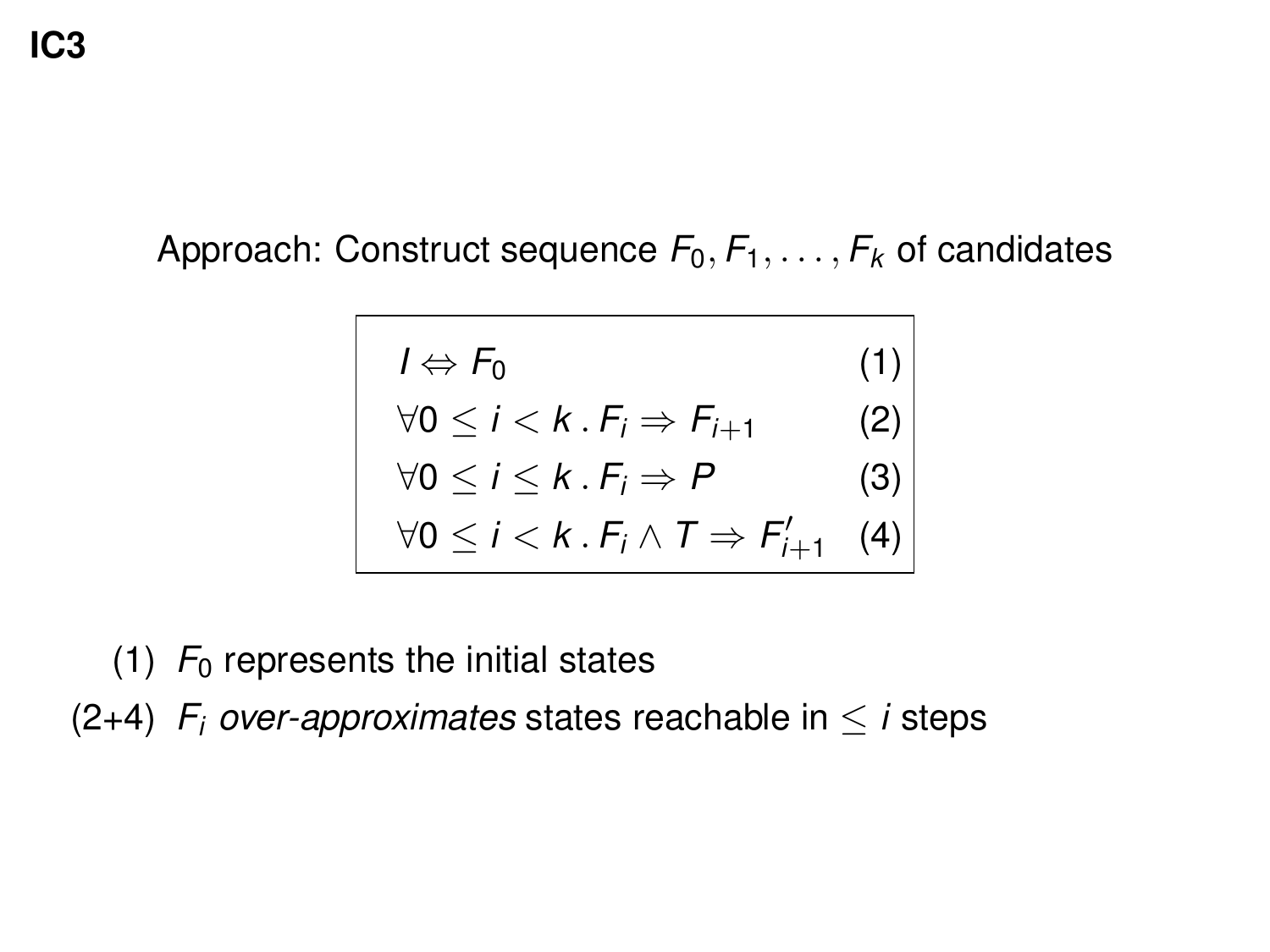# IC3

Approach: Construct sequence $F_0, F_1, \ldots, F_k$ of candidates

$$
\begin{array}{ll}
I \Leftrightarrow F_0 & (1) \\
\forall 0 \leq i < k \,.\, F_i \Rightarrow F_{i+1} & (2) \\
\forall 0 \leq i \leq k \,.\, F_i \Rightarrow P & (3) \\
\forall 0 \leq i < k \,.\, F_i \wedge T \Rightarrow F'_{i+1} & (4)
\end{array}
$$

(1) $F_0$ represents the initial states

(2+4) $F_i$ *over-approximates* states reachable in $\leq i$ steps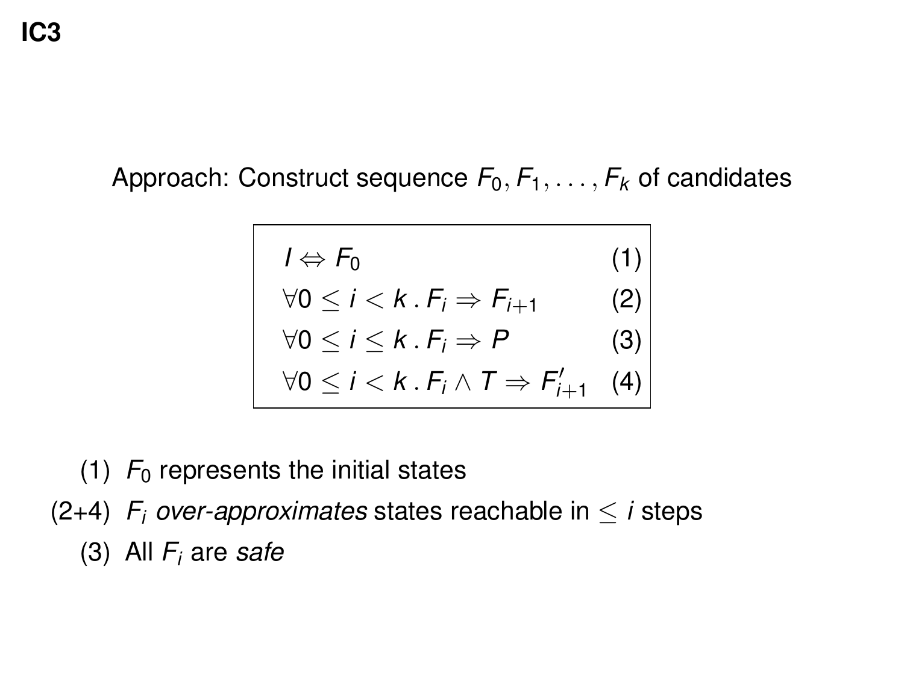# IC3

Approach: Construct sequence $F_0, F_1, \ldots, F_k$ of candidates

$$
\begin{array}{ll}
I \Leftrightarrow F_0 & (1) \\
\forall 0 \leq i < k \,.\, F_i \Rightarrow F_{i+1} & (2) \\
\forall 0 \leq i \leq k \,.\, F_i \Rightarrow P & (3) \\
\forall 0 \leq i < k \,.\, F_i \wedge T \Rightarrow F'_{i+1} & (4)
\end{array}
$$

(1) $F_0$ represents the initial states

(2+4) $F_i$ *over-approximates* states reachable in $\leq i$ steps

(3) All $F_i$ are *safe*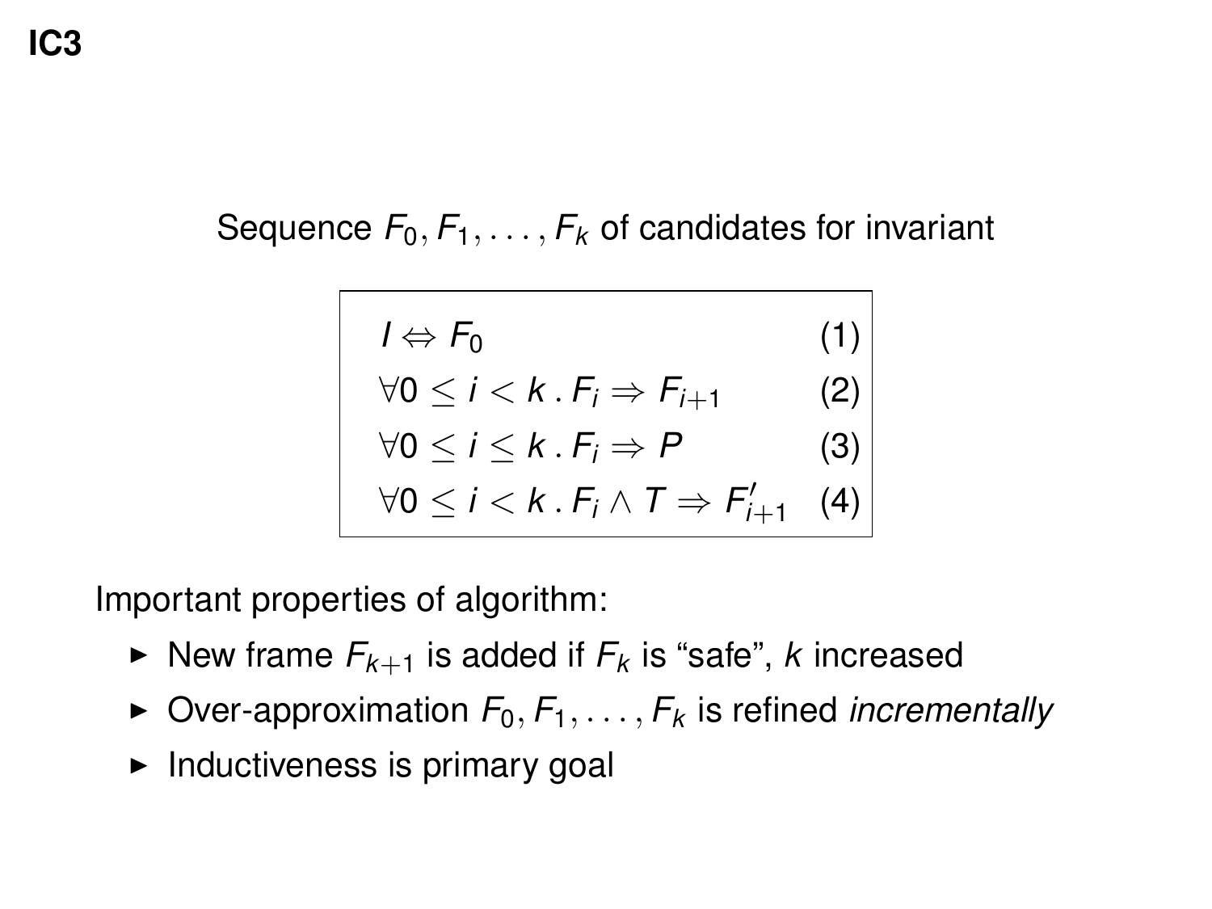# IC3

Sequence $F_0, F_1, \ldots, F_k$ of candidates for invariant

$$
\begin{array}{ll}
I \Leftrightarrow F_0 & (1) \\
\forall 0 \leq i < k \,.\, F_i \Rightarrow F_{i+1} & (2) \\
\forall 0 \leq i \leq k \,.\, F_i \Rightarrow P & (3) \\
\forall 0 \leq i < k \,.\, F_i \wedge T \Rightarrow F'_{i+1} & (4)
\end{array}
$$

Important properties of algorithm:

- New frame $F_{k+1}$ is added if $F_k$ is “safe”, $k$ increased
- Over-approximation $F_0, F_1, \ldots, F_k$ is refined *incrementally*
- Inductiveness is primary goal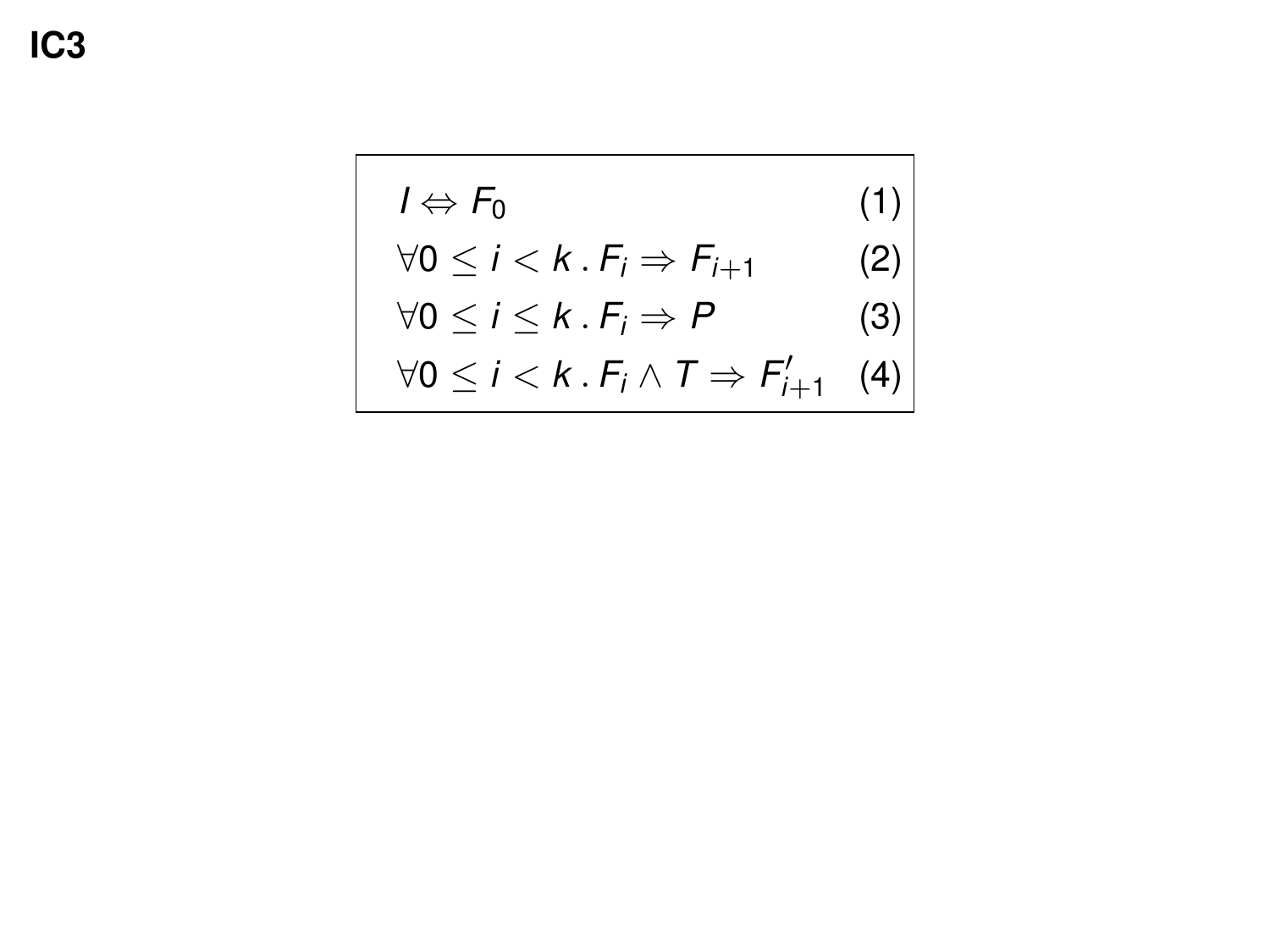# IC3

$$I \Leftrightarrow F_0 \quad (1)$$

$$\forall 0 \leq i < k \,.\, F_i \Rightarrow F_{i+1} \quad (2)$$

$$\forall 0 \leq i \leq k \,.\, F_i \Rightarrow P \quad (3)$$

$$\forall 0 \leq i < k \,.\, F_i \land T \Rightarrow F'_{i+1} \quad (4)$$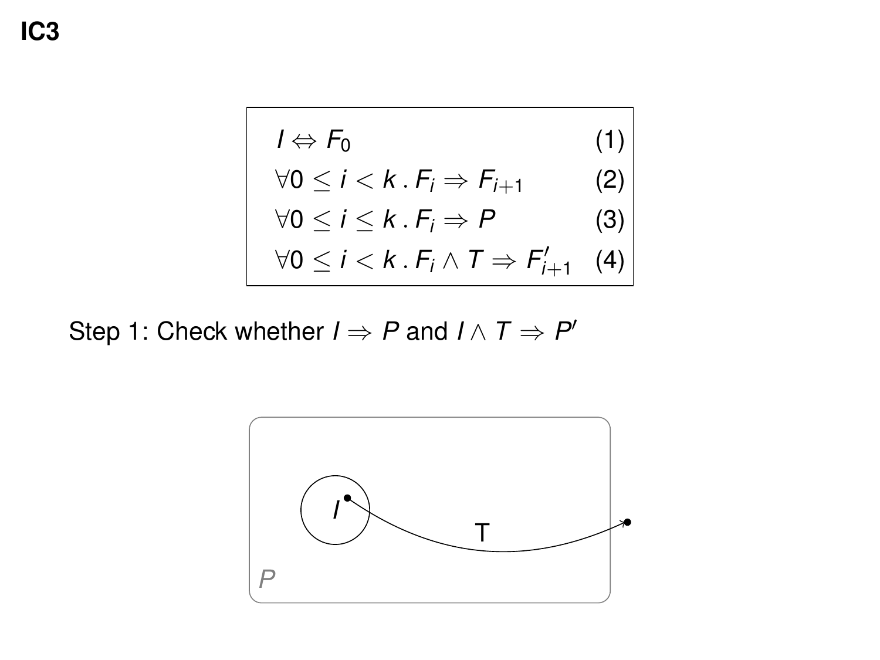# IC3

$$
\begin{aligned}
& I \Leftrightarrow F_0 && (1) \\
& \forall 0 \leq i < k \, . \, F_i \Rightarrow F_{i+1} && (2) \\
& \forall 0 \leq i \leq k \, . \, F_i \Rightarrow P && (3) \\
& \forall 0 \leq i < k \, . \, F_i \wedge T \Rightarrow F'_{i+1} && (4)
\end{aligned}
$$

Step 1: Check whether $I \Rightarrow P$ and $I \wedge T \Rightarrow P'$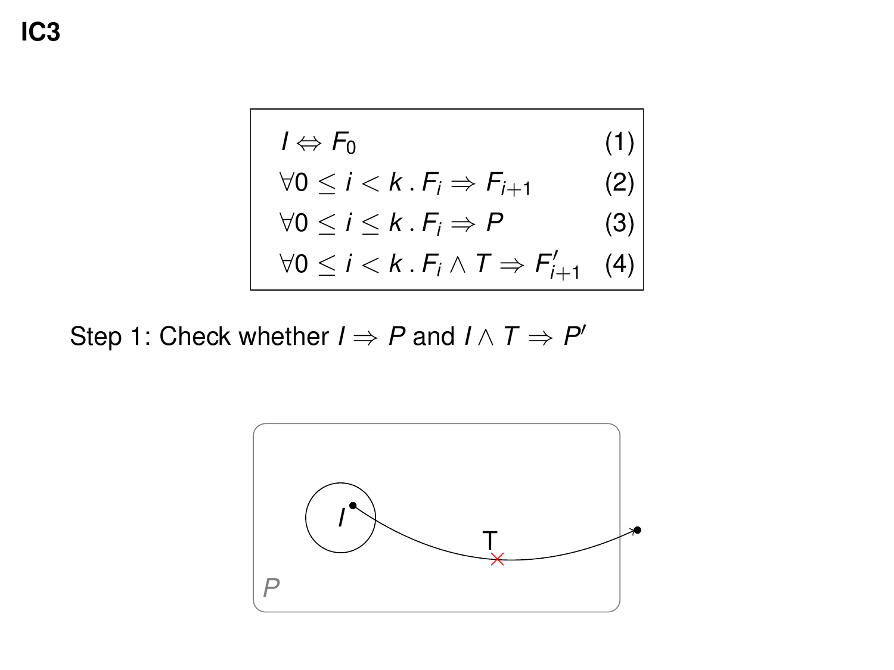# IC3

$$I \Leftrightarrow F_0 \quad (1)$$

$$\forall 0 \leq i < k \,.\, F_i \Rightarrow F_{i+1} \quad (2)$$

$$\forall 0 \leq i \leq k \,.\, F_i \Rightarrow P \quad (3)$$

$$\forall 0 \leq i < k \,.\, F_i \wedge T \Rightarrow F'_{i+1} \quad (4)$$

Step 1: Check whether $I \Rightarrow P$ and $I \wedge T \Rightarrow P'$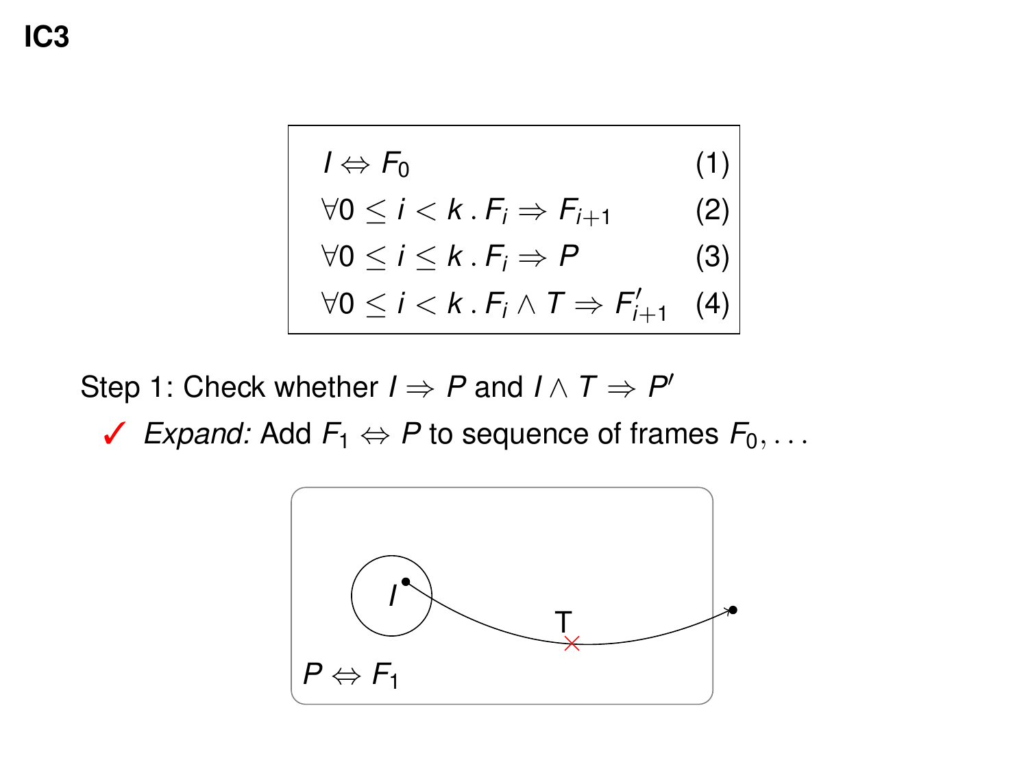# IC3

$$
\begin{aligned}
& I \Leftrightarrow F_0 && (1) \\
& \forall 0 \leq i < k \,.\, F_i \Rightarrow F_{i+1} && (2) \\
& \forall 0 \leq i \leq k \,.\, F_i \Rightarrow P && (3) \\
& \forall 0 \leq i < k \,.\, F_i \wedge T \Rightarrow F'_{i+1} && (4)
\end{aligned}
$$

Step 1: Check whether $I \Rightarrow P$ and $I \wedge T \Rightarrow P'$

- ✓ *Expand:* Add $F_1 \Leftrightarrow P$ to sequence of frames $F_0, \ldots$

$I$

T

$P \Leftrightarrow F_1$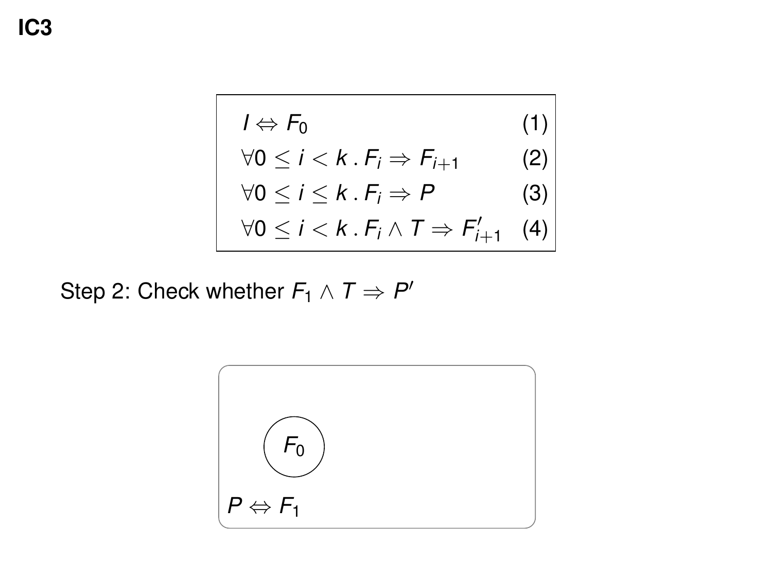# IC3

$$I \Leftrightarrow F_0 \quad (1)$$

$$\forall 0 \leq i < k \,.\, F_i \Rightarrow F_{i+1} \quad (2)$$

$$\forall 0 \leq i \leq k \,.\, F_i \Rightarrow P \quad (3)$$

$$\forall 0 \leq i < k \,.\, F_i \wedge T \Rightarrow F'_{i+1} \quad (4)$$

Step 2: Check whether $F_1 \wedge T \Rightarrow P'$

$F_0$

$P \Leftrightarrow F_1$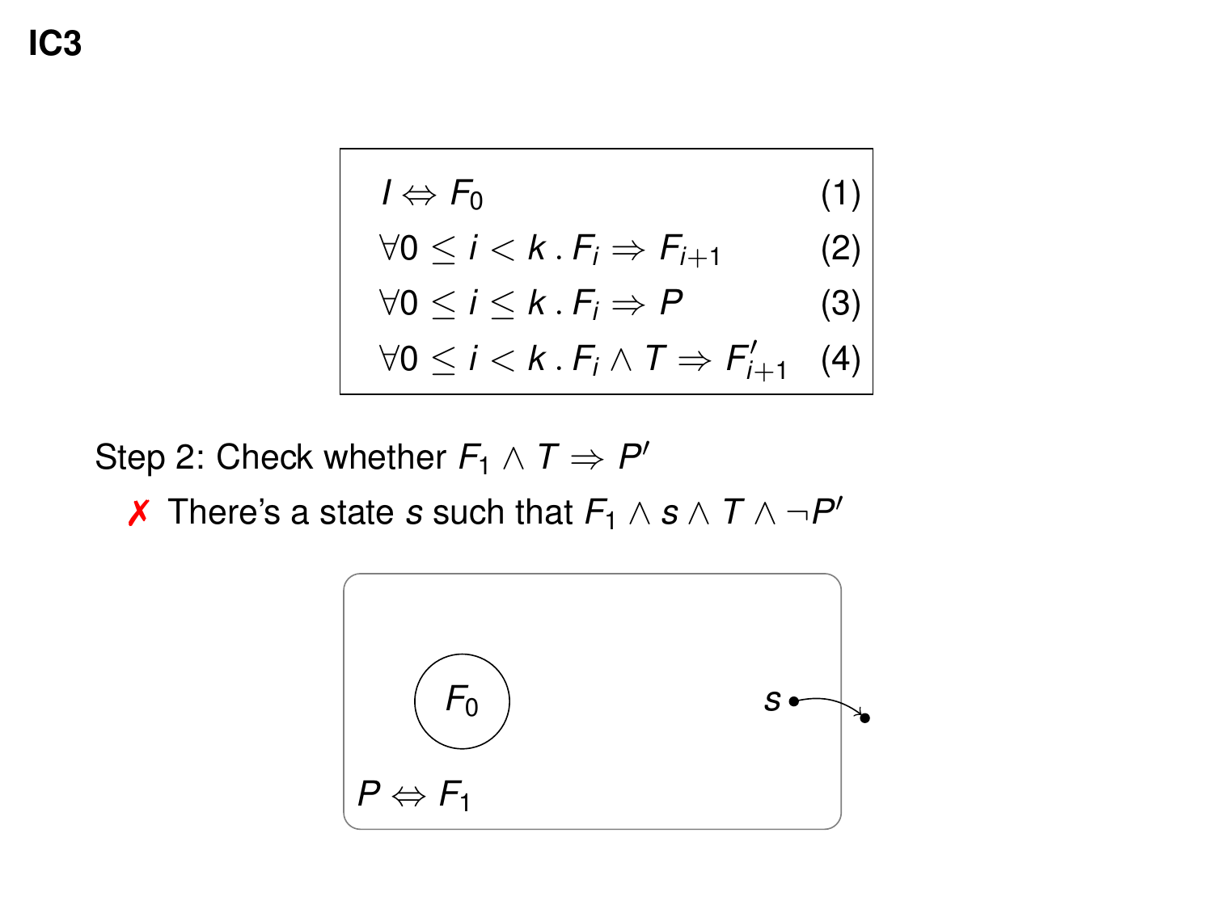# IC3

$$
\begin{array}{ll}
I \Leftrightarrow F_0 & (1) \\
\forall 0 \leq i < k \,.\, F_i \Rightarrow F_{i+1} & (2) \\
\forall 0 \leq i \leq k \,.\, F_i \Rightarrow P & (3) \\
\forall 0 \leq i < k \,.\, F_i \wedge T \Rightarrow F'_{i+1} & (4)
\end{array}
$$

Step 2: Check whether $F_1 \wedge T \Rightarrow P'$

- ✗ There's a state $s$ such that $F_1 \wedge s \wedge T \wedge \neg P'$

$F_0$

$s$

$P \Leftrightarrow F_1$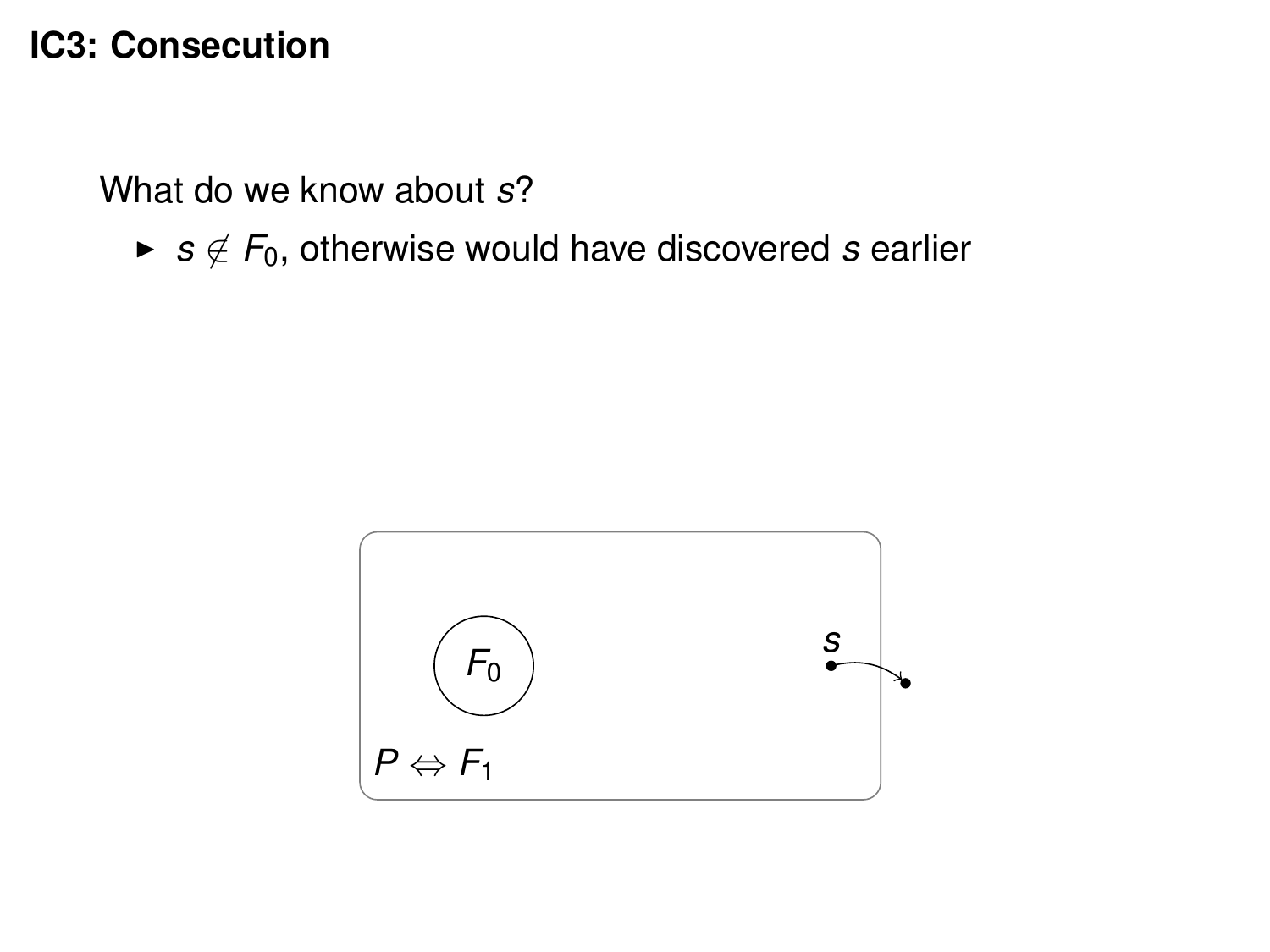# IC3: Consecution

What do we know about $s$?

- $s \notin F_0$, otherwise would have discovered $s$ earlier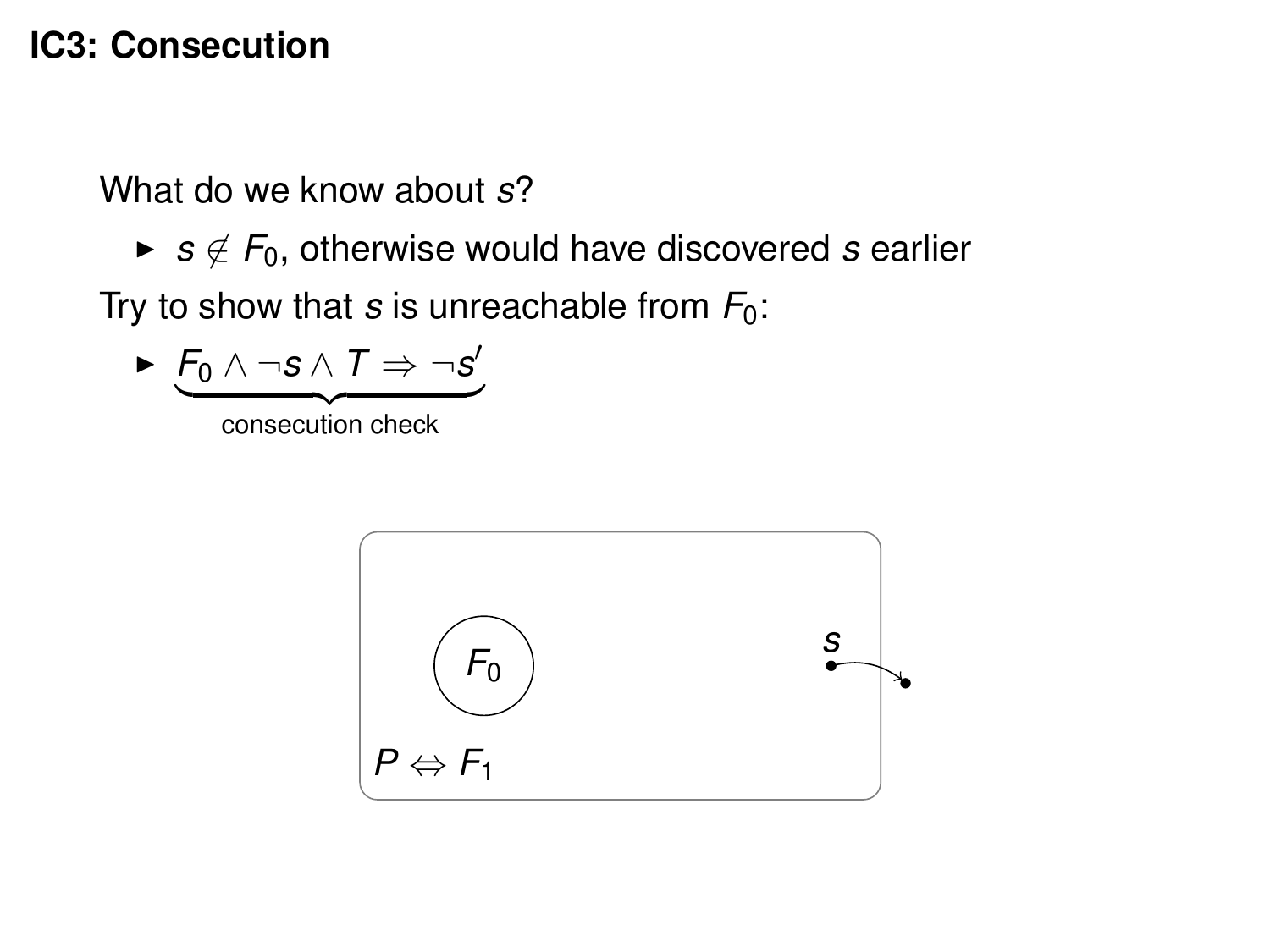# IC3: Consecution

What do we know about $s$?

- $s \notin F_0$, otherwise would have discovered $s$ earlier

Try to show that $s$ is unreachable from $F_0$:

- $\underbrace{F_0 \wedge \neg s \wedge T \Rightarrow \neg s'}_{\text{consecution check}}$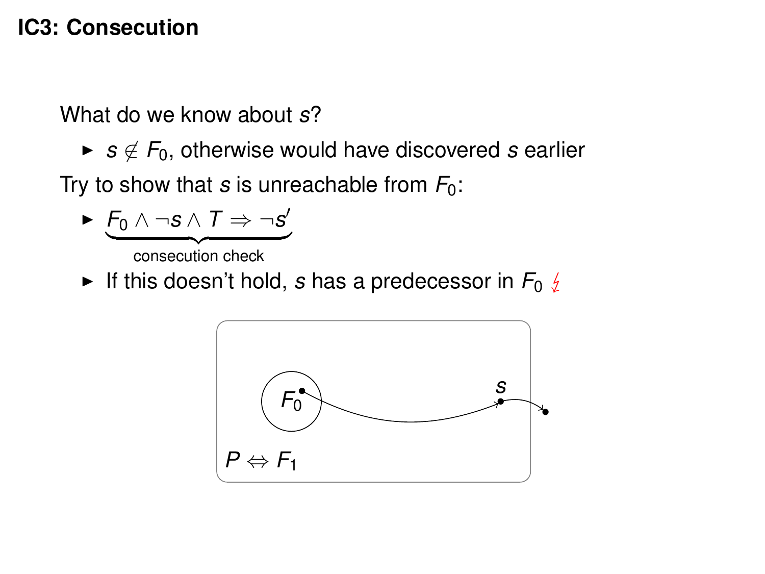# IC3: Consecution

What do we know about $s$?

- $s \notin F_0$, otherwise would have discovered $s$ earlier

Try to show that $s$ is unreachable from $F_0$:

- $\underbrace{F_0 \land \neg s \land T \Rightarrow \neg s'}_{\text{consecution check}}$
- If this doesn't hold, $s$ has a predecessor in $F_0$ ↯

$F_0$

$s$

$P \Leftrightarrow F_1$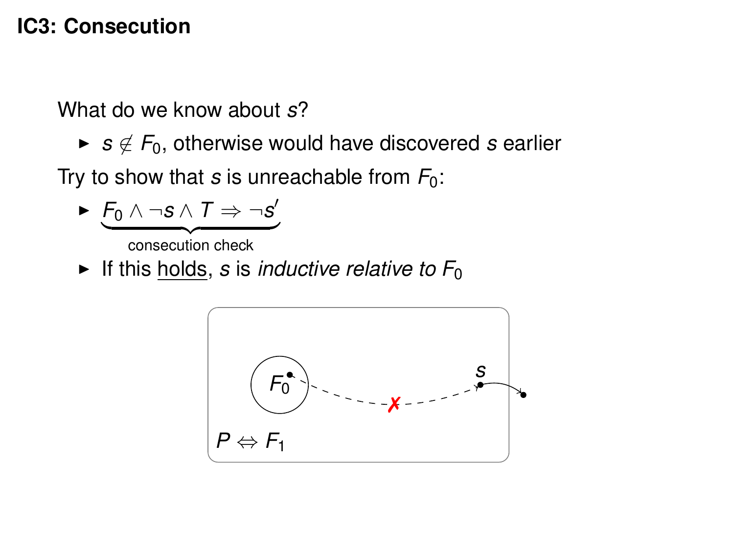# IC3: Consecution

What do we know about $s$?

- $s \notin F_0$, otherwise would have discovered $s$ earlier

Try to show that $s$ is unreachable from $F_0$:

- $\underbrace{F_0 \wedge \neg s \wedge T \Rightarrow \neg s'}_{\text{consecution check}}$
- If this <u>holds</u>, $s$ is *inductive relative to* $F_0$

$P \Leftrightarrow F_1$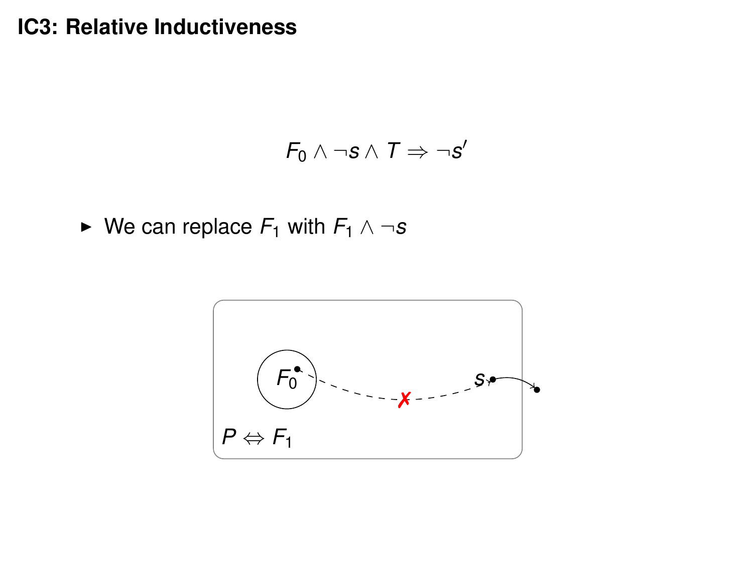# IC3: Relative Inductiveness

$$F_0 \wedge \neg s \wedge T \Rightarrow \neg s'$$

- We can replace $F_1$ with $F_1 \wedge \neg s$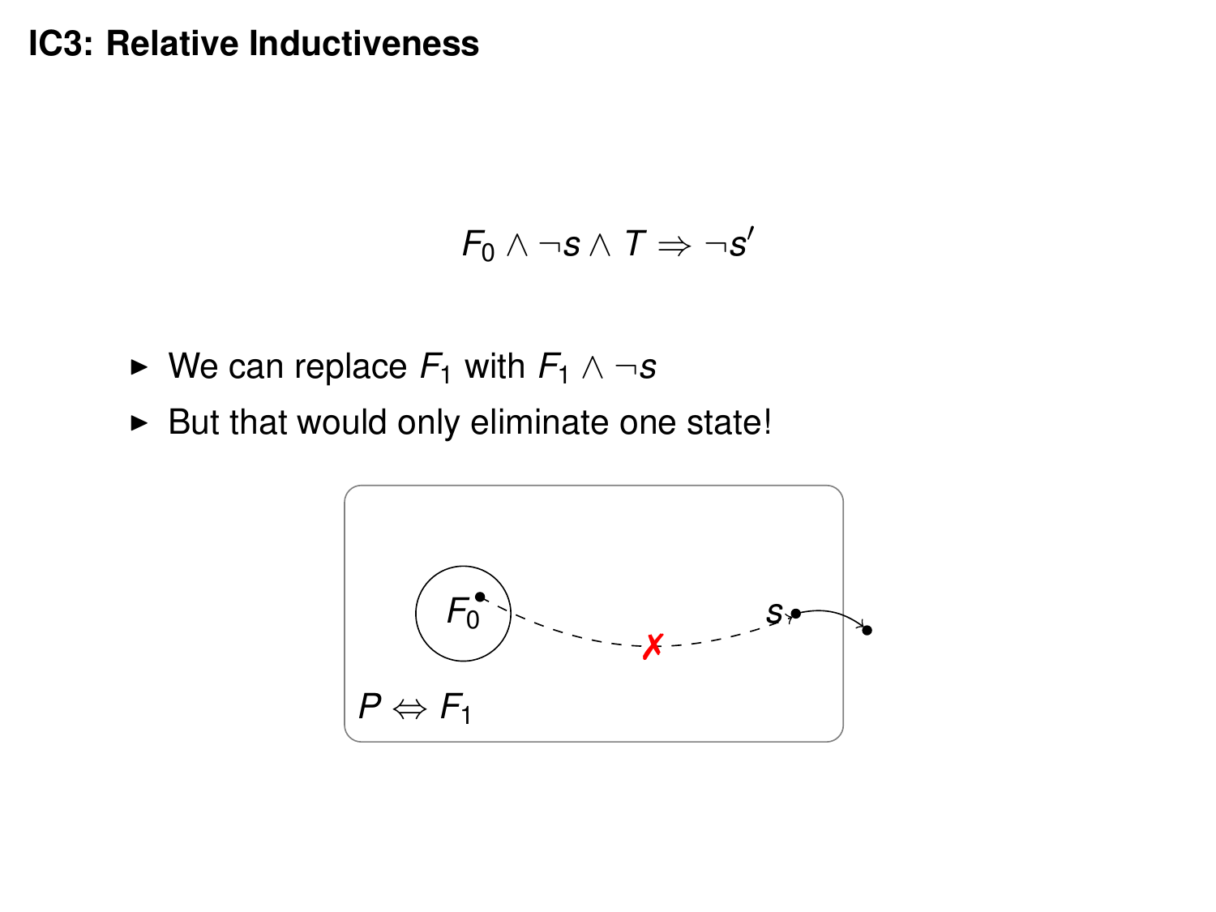# IC3: Relative Inductiveness

$$F_0 \land \neg s \land T \Rightarrow \neg s'$$

- We can replace $F_1$ with $F_1 \land \neg s$
- But that would only eliminate one state!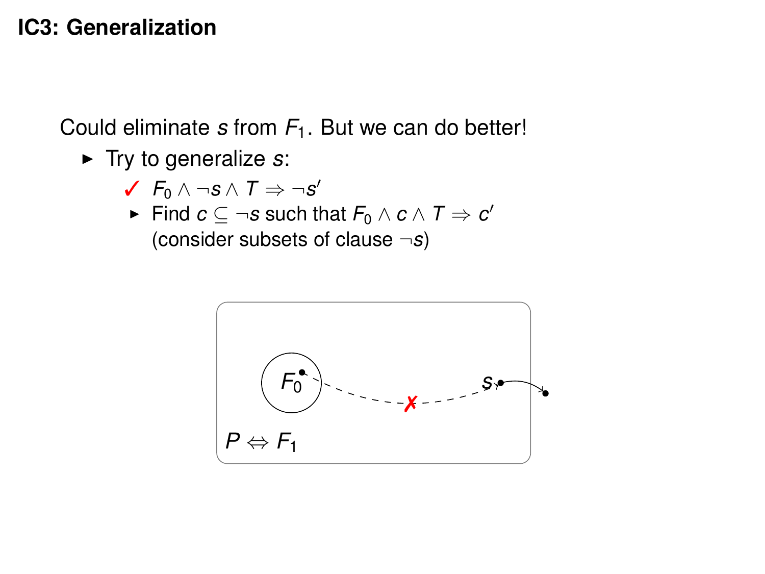# IC3: Generalization

Could eliminate $s$ from $F_1$. But we can do better!

- Try to generalize $s$:
  - ✓ $F_0 \wedge \neg s \wedge T \Rightarrow \neg s'$
  - Find $c \subseteq \neg s$ such that $F_0 \wedge c \wedge T \Rightarrow c'$ (consider subsets of clause $\neg s$)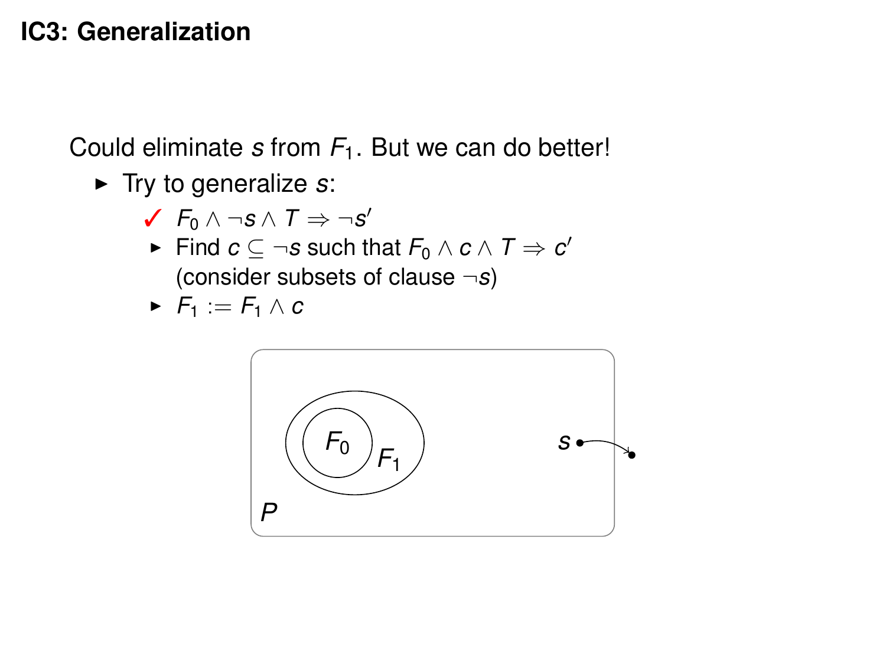# IC3: Generalization

Could eliminate $s$ from $F_1$. But we can do better!

- Try to generalize $s$:
  - ✓ $F_0 \wedge \neg s \wedge T \Rightarrow \neg s'$
  - Find $c \subseteq \neg s$ such that $F_0 \wedge c \wedge T \Rightarrow c'$ (consider subsets of clause $\neg s$)
  - $F_1 := F_1 \wedge c$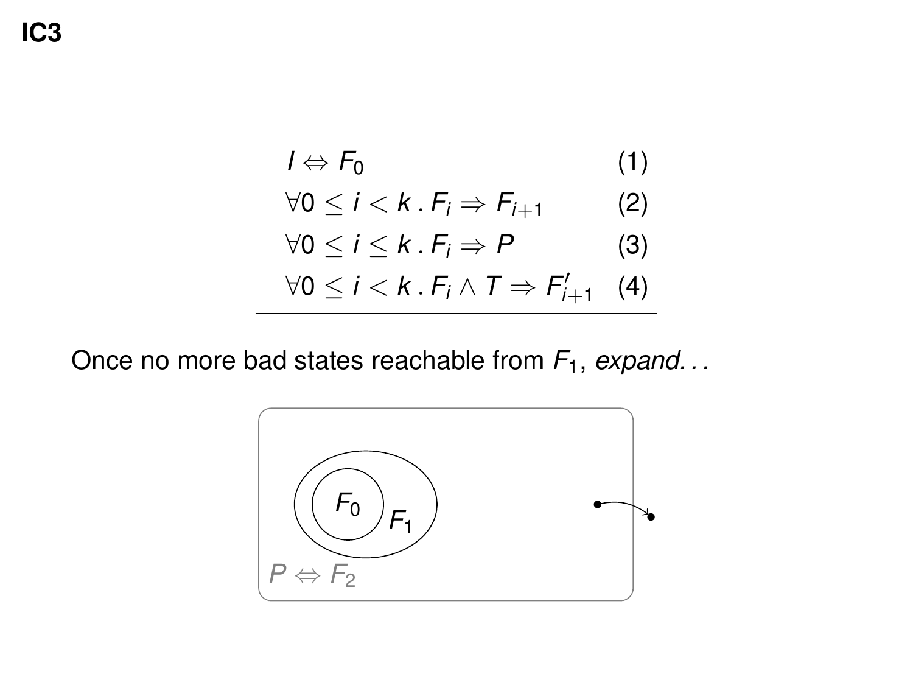# IC3

$$I \Leftrightarrow F_0 \quad (1)$$

$$\forall 0 \leq i < k \,.\, F_i \Rightarrow F_{i+1} \quad (2)$$

$$\forall 0 \leq i \leq k \,.\, F_i \Rightarrow P \quad (3)$$

$$\forall 0 \leq i < k \,.\, F_i \wedge T \Rightarrow F'_{i+1} \quad (4)$$

Once no more bad states reachable from $F_1$, *expand...*

$F_0$

$F_1$

$P \Leftrightarrow F_2$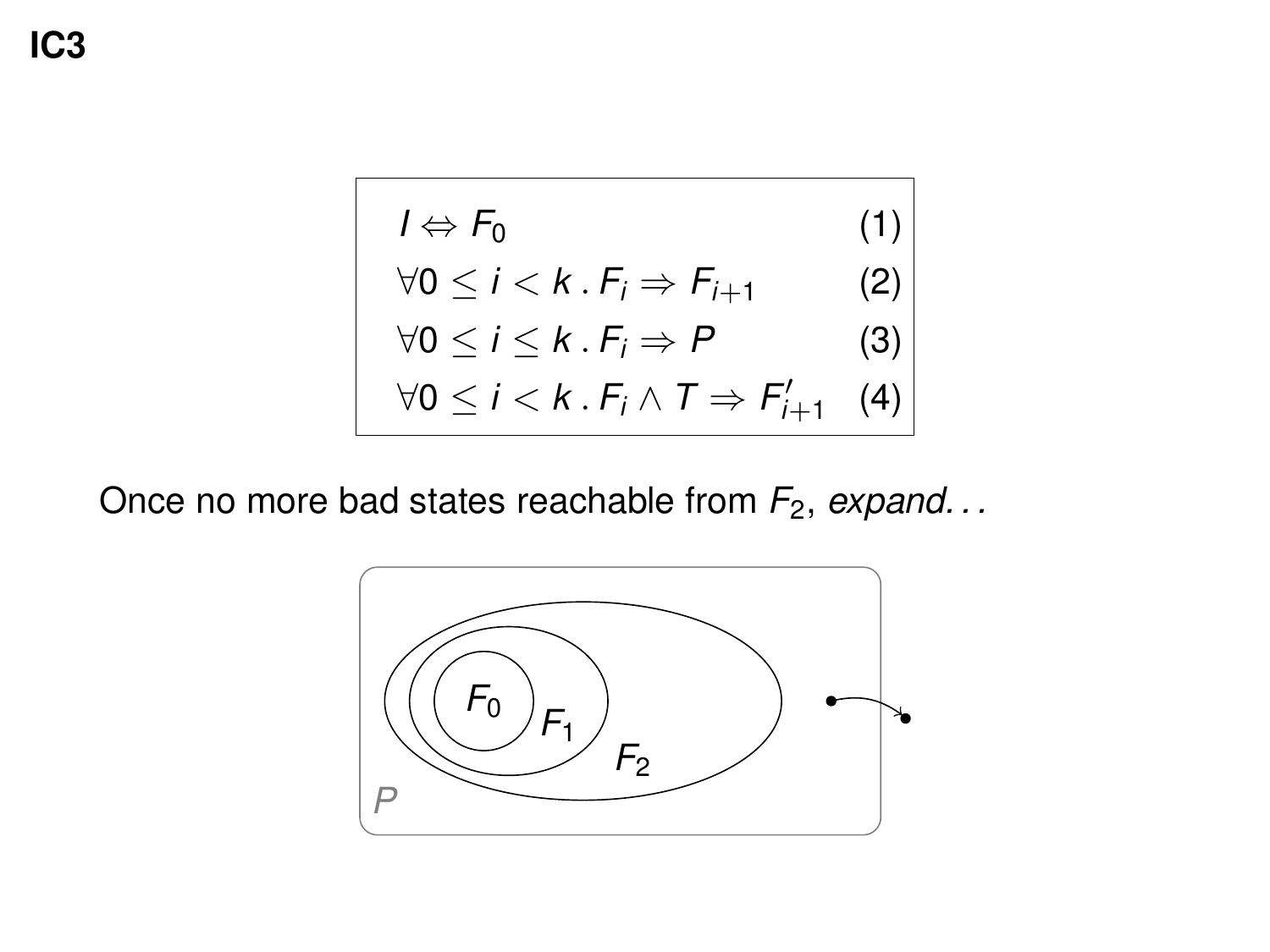# IC3

$$
\begin{aligned}
& I \Leftrightarrow F_0 && (1)\\
& \forall 0 \le i < k \,.\, F_i \Rightarrow F_{i+1} && (2)\\
& \forall 0 \le i \le k \,.\, F_i \Rightarrow P && (3)\\
& \forall 0 \le i < k \,.\, F_i \wedge T \Rightarrow F'_{i+1} && (4)
\end{aligned}
$$

Once no more bad states reachable from $F_2$, *expand...*

$F_0$ $F_1$ $F_2$ $P$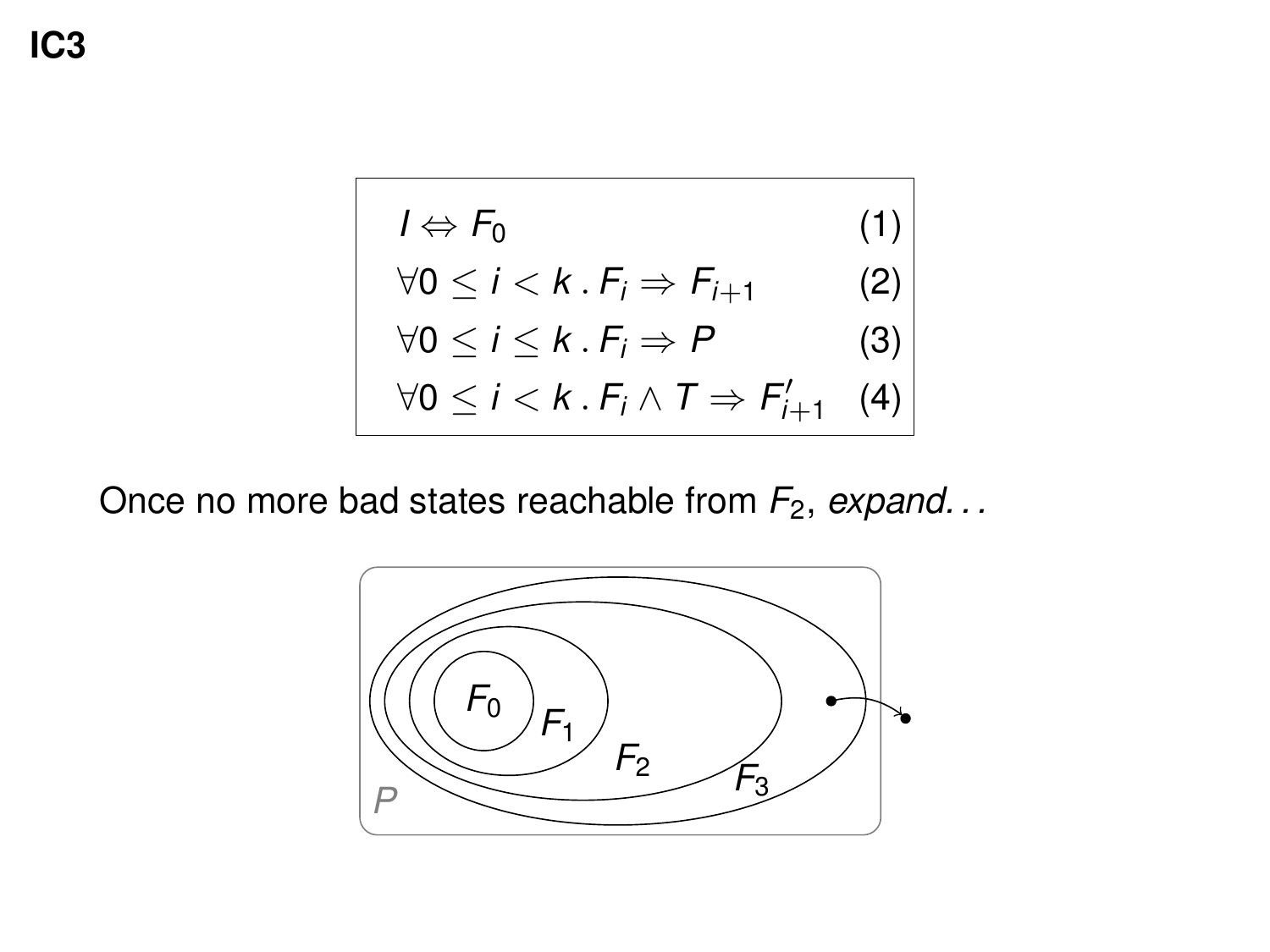# IC3

$$
\begin{aligned}
& I \Leftrightarrow F_0 && (1) \\
& \forall 0 \leq i < k \,.\, F_i \Rightarrow F_{i+1} && (2) \\
& \forall 0 \leq i \leq k \,.\, F_i \Rightarrow P && (3) \\
& \forall 0 \leq i < k \,.\, F_i \wedge T \Rightarrow F'_{i+1} && (4)
\end{aligned}
$$

Once no more bad states reachable from $F_2$, *expand...*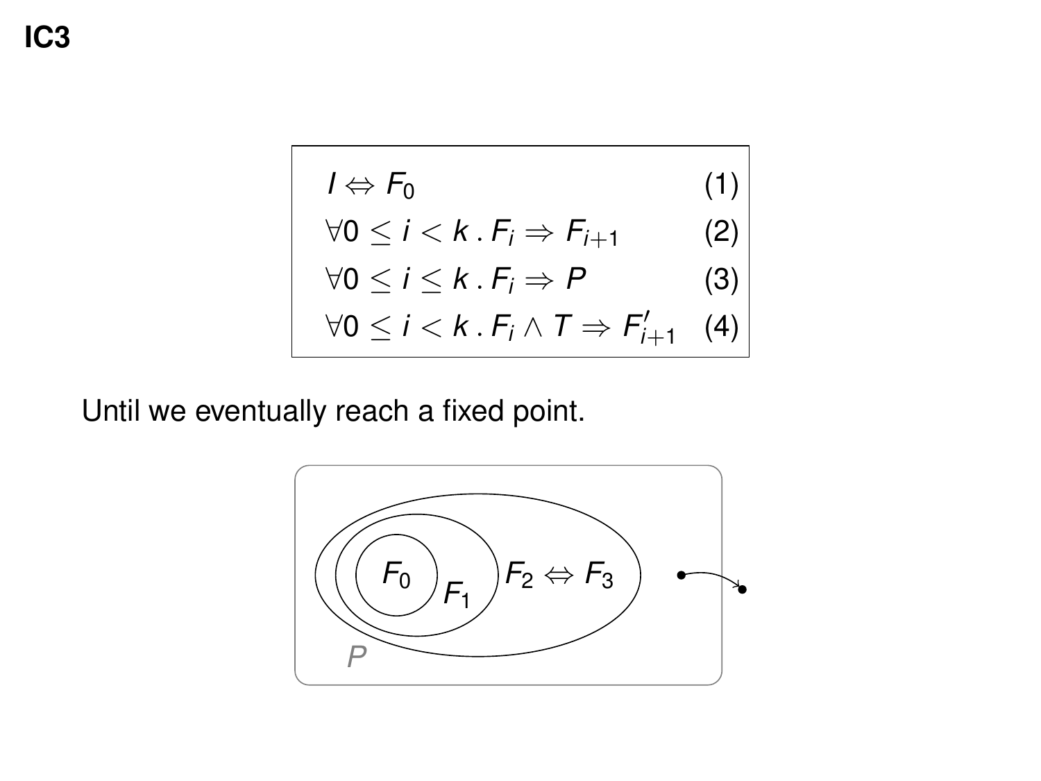# IC3

$$
\begin{aligned}
& I \Leftrightarrow F_0 && (1)\\
& \forall 0 \leq i < k \,.\, F_i \Rightarrow F_{i+1} && (2)\\
& \forall 0 \leq i \leq k \,.\, F_i \Rightarrow P && (3)\\
& \forall 0 \leq i < k \,.\, F_i \wedge T \Rightarrow F'_{i+1} && (4)
\end{aligned}
$$

Until we eventually reach a fixed point.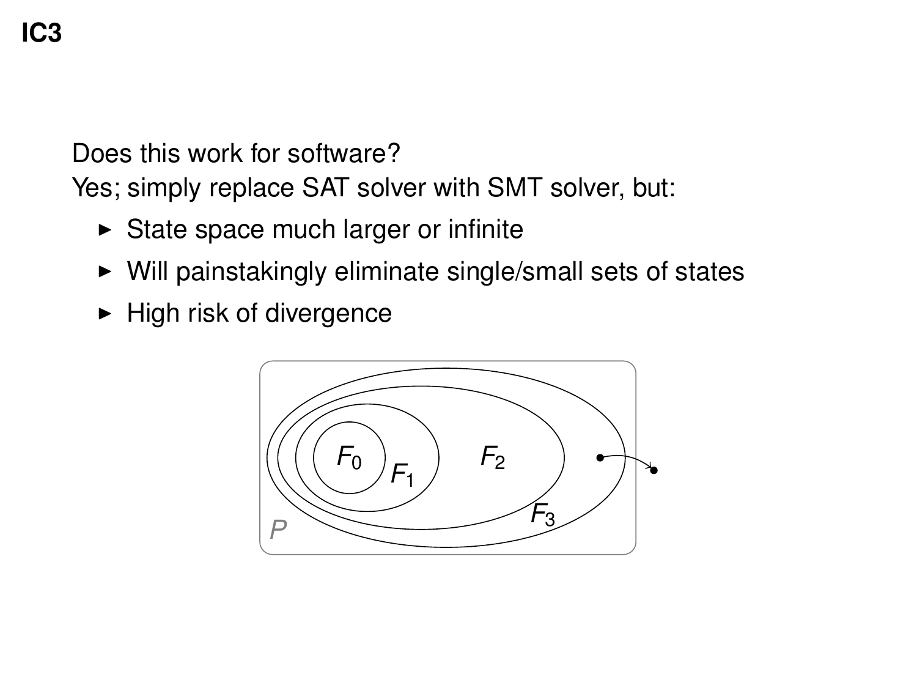# IC3

Does this work for software?

Yes; simply replace SAT solver with SMT solver, but:

- State space much larger or infinite
- Will painstakingly eliminate single/small sets of states
- High risk of divergence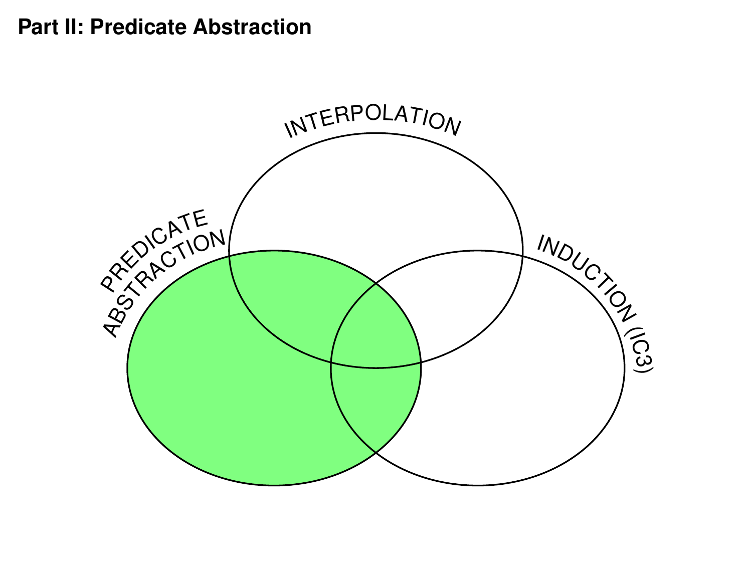## Part II: Predicate Abstraction

INTERPOLATION

PREDICATE ABSTRACTION

INDUCTION (IC3)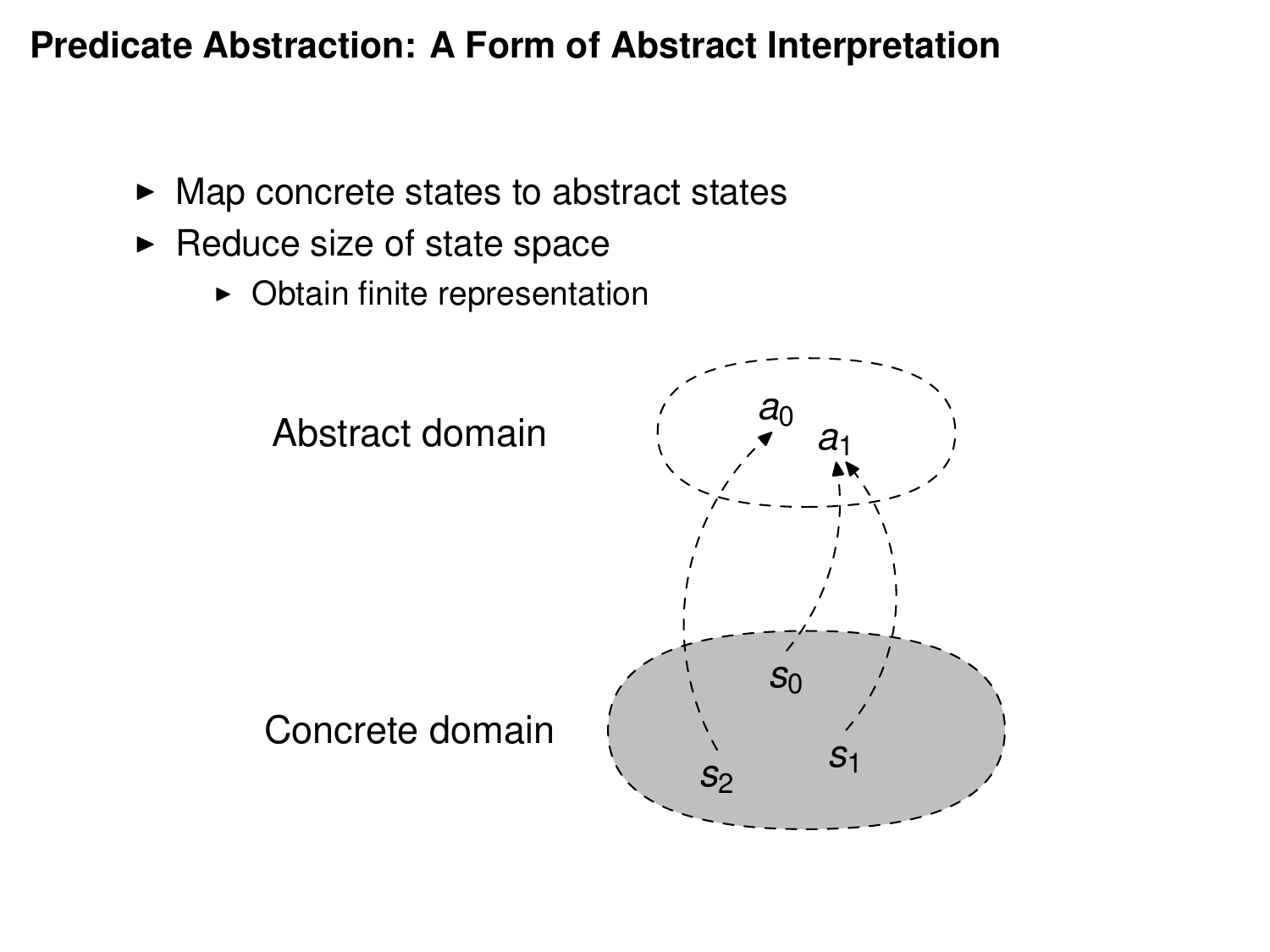# Predicate Abstraction: A Form of Abstract Interpretation

- Map concrete states to abstract states
- Reduce size of state space
  - Obtain finite representation

Abstract domain: $a_0$, $a_1$

Concrete domain: $s_0$, $s_1$, $s_2$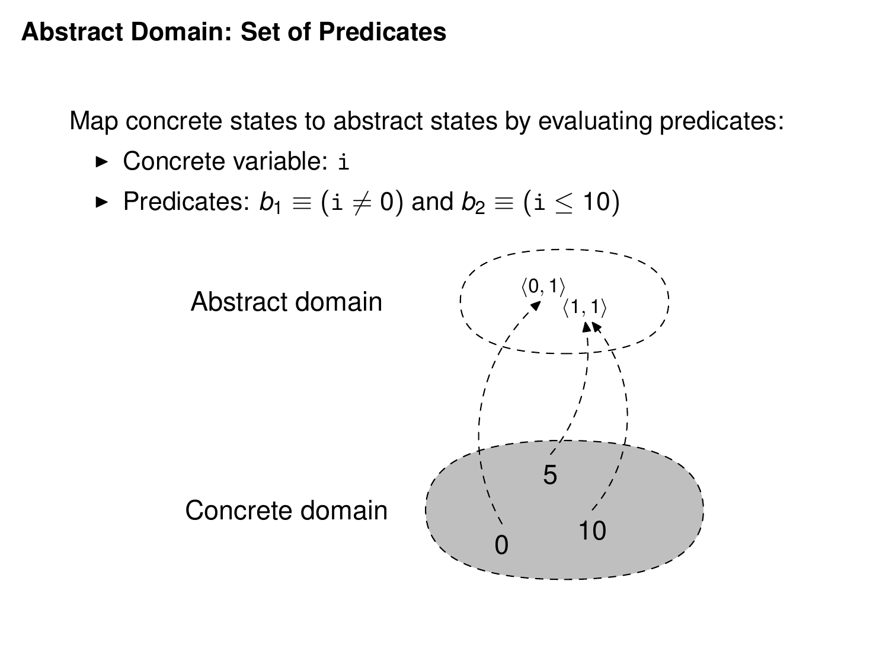## Abstract Domain: Set of Predicates

Map concrete states to abstract states by evaluating predicates:

- Concrete variable: `i`
- Predicates: $b_1 \equiv (\texttt{i} \neq 0)$ and $b_2 \equiv (\texttt{i} \leq 10)$

Abstract domain

$\langle 0, 1 \rangle$ $\langle 1, 1 \rangle$

Concrete domain

5

0 10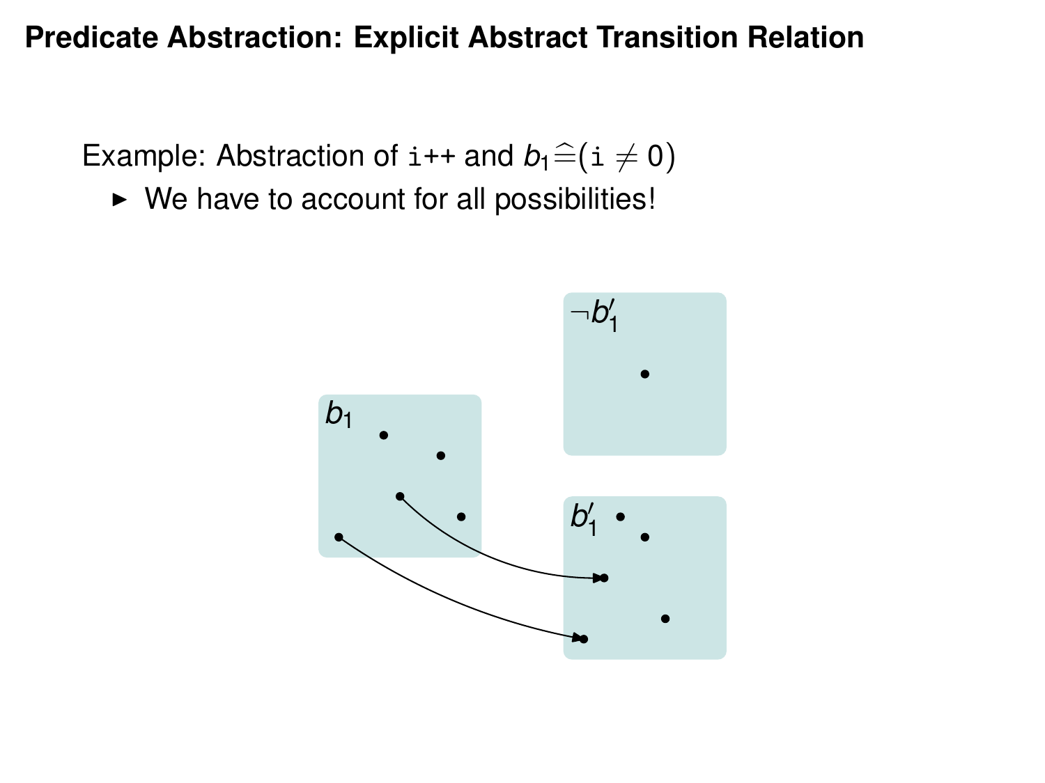# Predicate Abstraction: Explicit Abstract Transition Relation

Example: Abstraction of `i++` and $b_1 \widehat{=} (\texttt{i} \neq 0)$

- We have to account for all possibilities!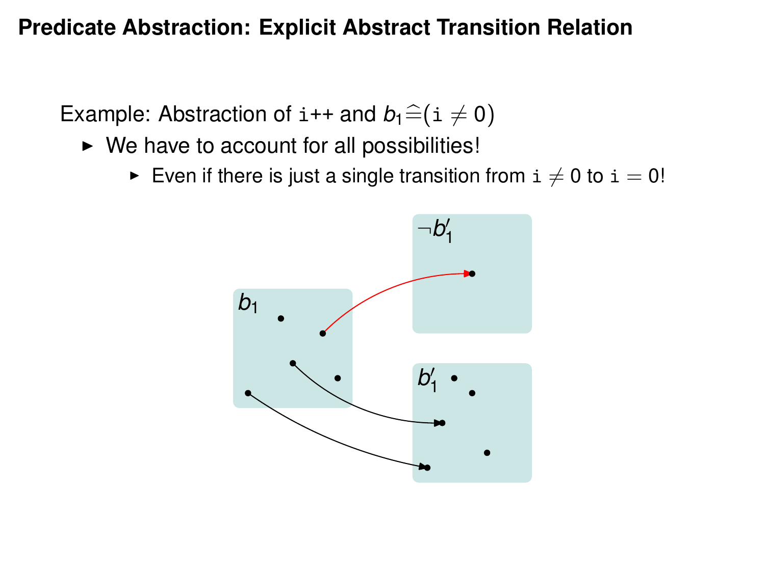# Predicate Abstraction: Explicit Abstract Transition Relation

Example: Abstraction of `i++` and $b_1 \widehat{=} (\mathtt{i} \neq 0)$

- We have to account for all possibilities!
  - Even if there is just a single transition from $\mathtt{i} \neq 0$ to $\mathtt{i} = 0$!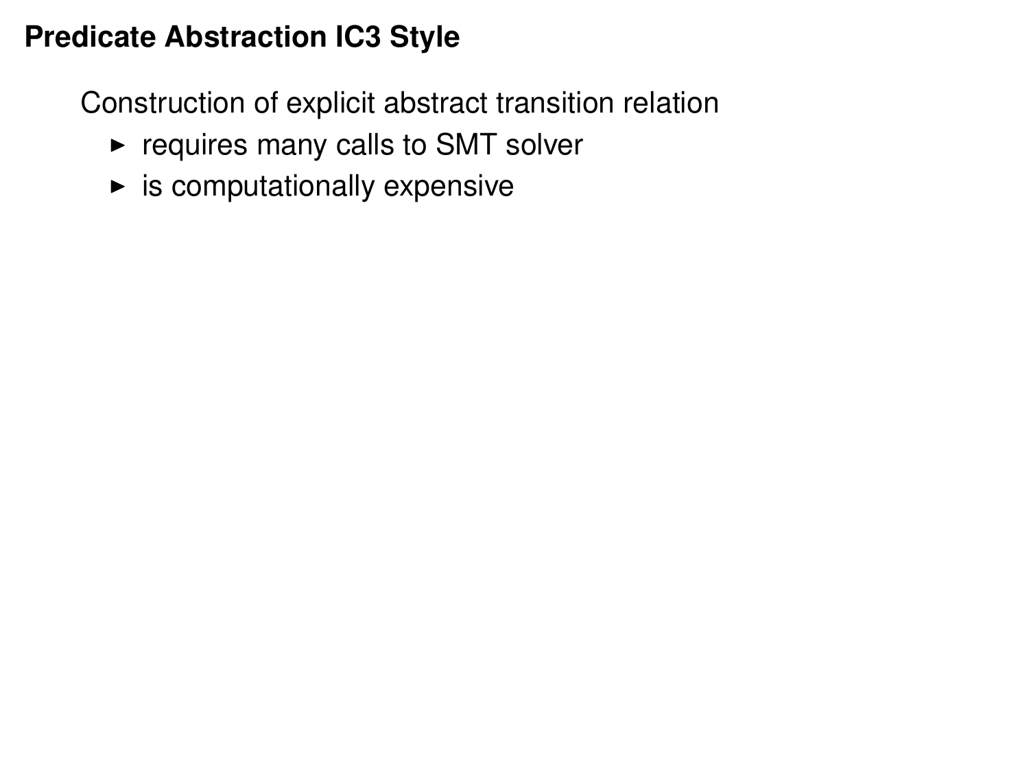# Predicate Abstraction IC3 Style

Construction of explicit abstract transition relation

- requires many calls to SMT solver
- is computationally expensive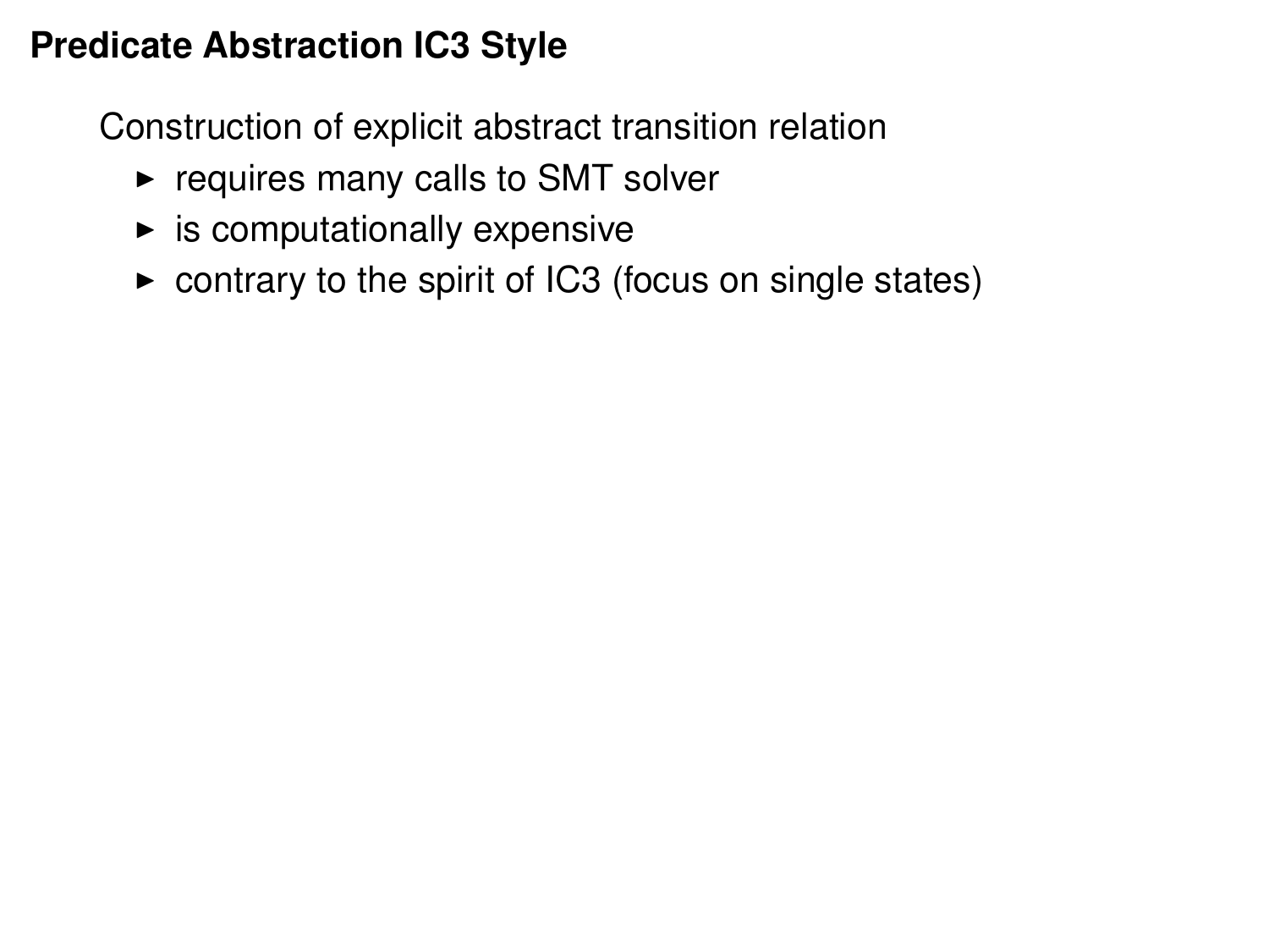# Predicate Abstraction IC3 Style

Construction of explicit abstract transition relation

- requires many calls to SMT solver
- is computationally expensive
- contrary to the spirit of IC3 (focus on single states)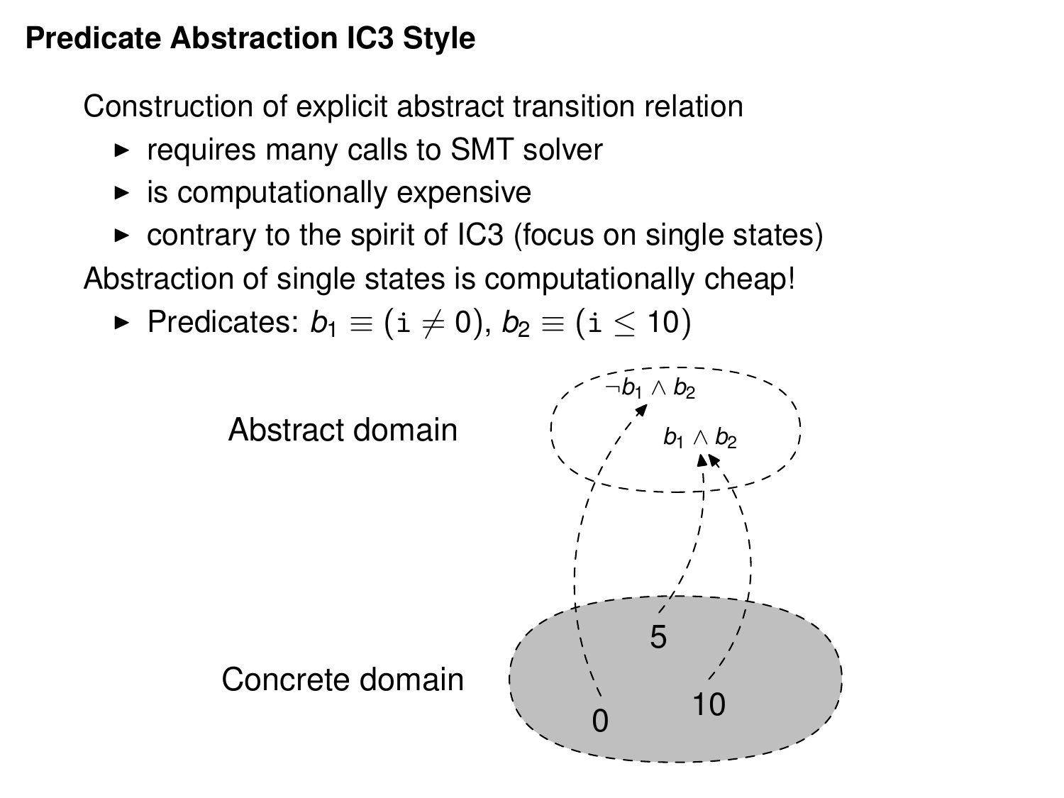# Predicate Abstraction IC3 Style

Construction of explicit abstract transition relation

- requires many calls to SMT solver
- is computationally expensive
- contrary to the spirit of IC3 (focus on single states)

Abstraction of single states is computationally cheap!

- Predicates: $b_1 \equiv (\texttt{i} \neq 0)$, $b_2 \equiv (\texttt{i} \leq 10)$

Abstract domain: $\neg b_1 \wedge b_2$, $b_1 \wedge b_2$

Concrete domain: 0, 5, 10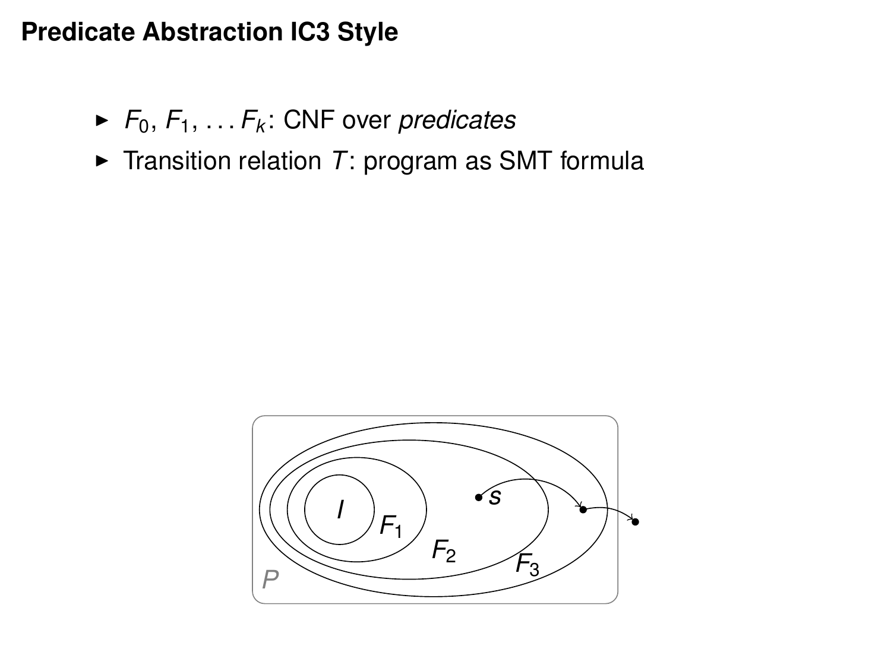# Predicate Abstraction IC3 Style

- $F_0, F_1, \ldots F_k$: CNF over *predicates*
- Transition relation $T$: program as SMT formula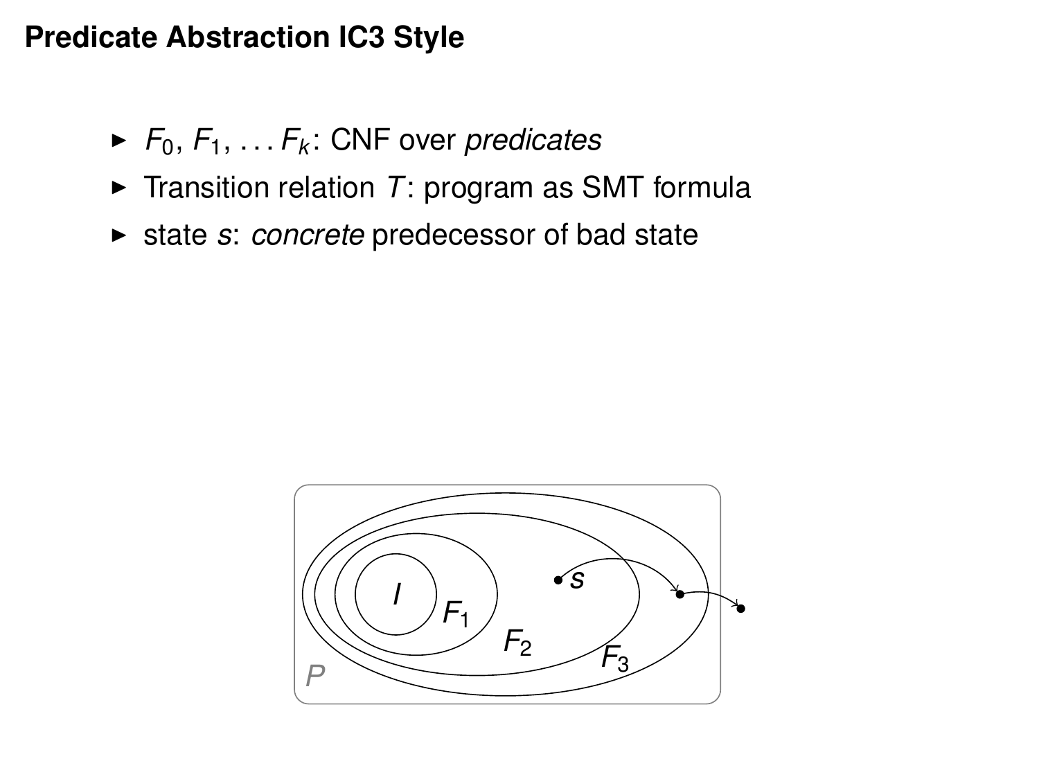# Predicate Abstraction IC3 Style

- $F_0, F_1, \ldots F_k$: CNF over *predicates*
- Transition relation $T$: program as SMT formula
- state $s$: *concrete* predecessor of bad state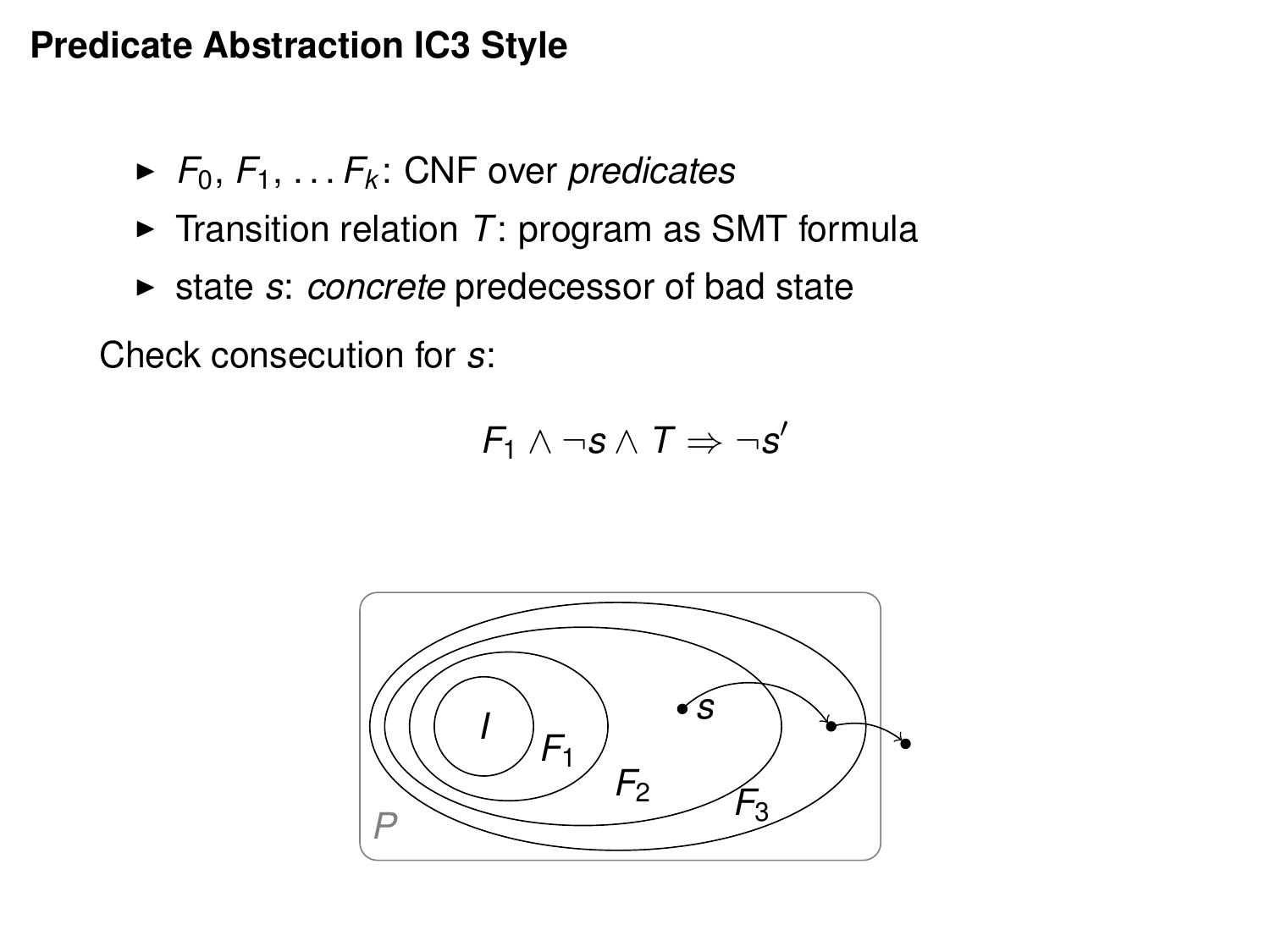# Predicate Abstraction IC3 Style

- $F_0, F_1, \ldots F_k$: CNF over *predicates*
- Transition relation $T$: program as SMT formula
- state $s$: *concrete* predecessor of bad state

Check consecution for $s$:

$$F_1 \land \neg s \land T \Rightarrow \neg s'$$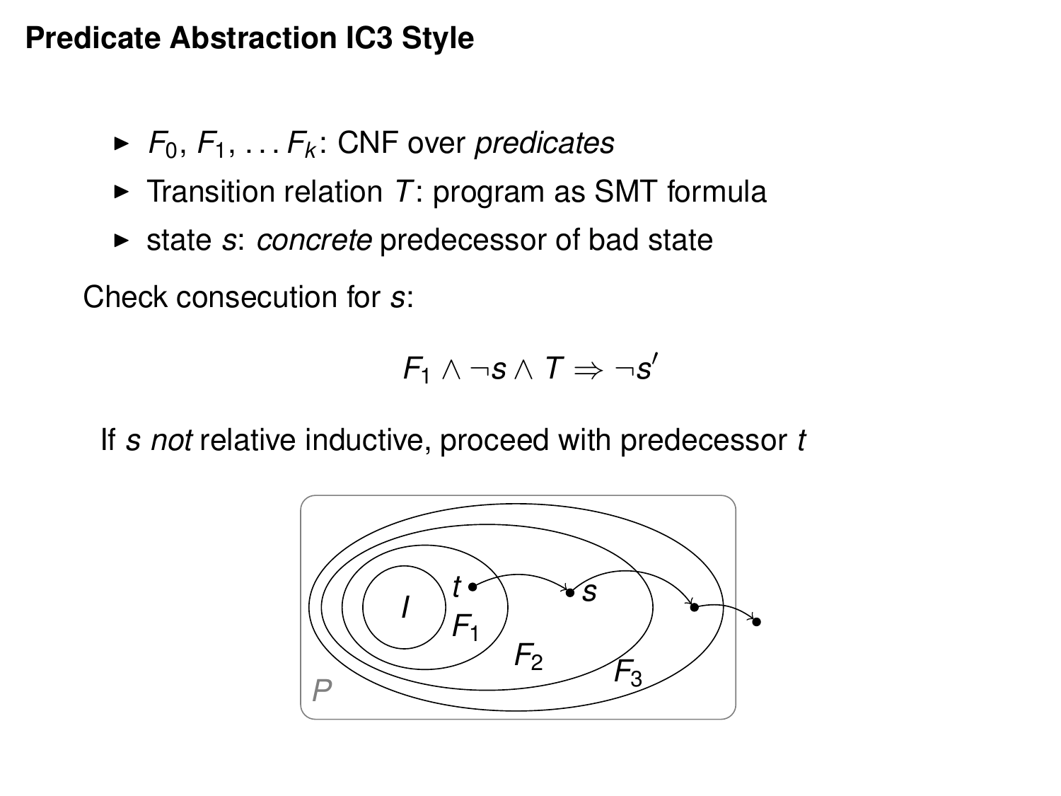# Predicate Abstraction IC3 Style

- $F_0, F_1, \ldots F_k$: CNF over *predicates*
- Transition relation $T$: program as SMT formula
- state $s$: *concrete* predecessor of bad state

Check consecution for $s$:

$$F_1 \wedge \neg s \wedge T \Rightarrow \neg s'$$

If $s$ *not* relative inductive, proceed with predecessor $t$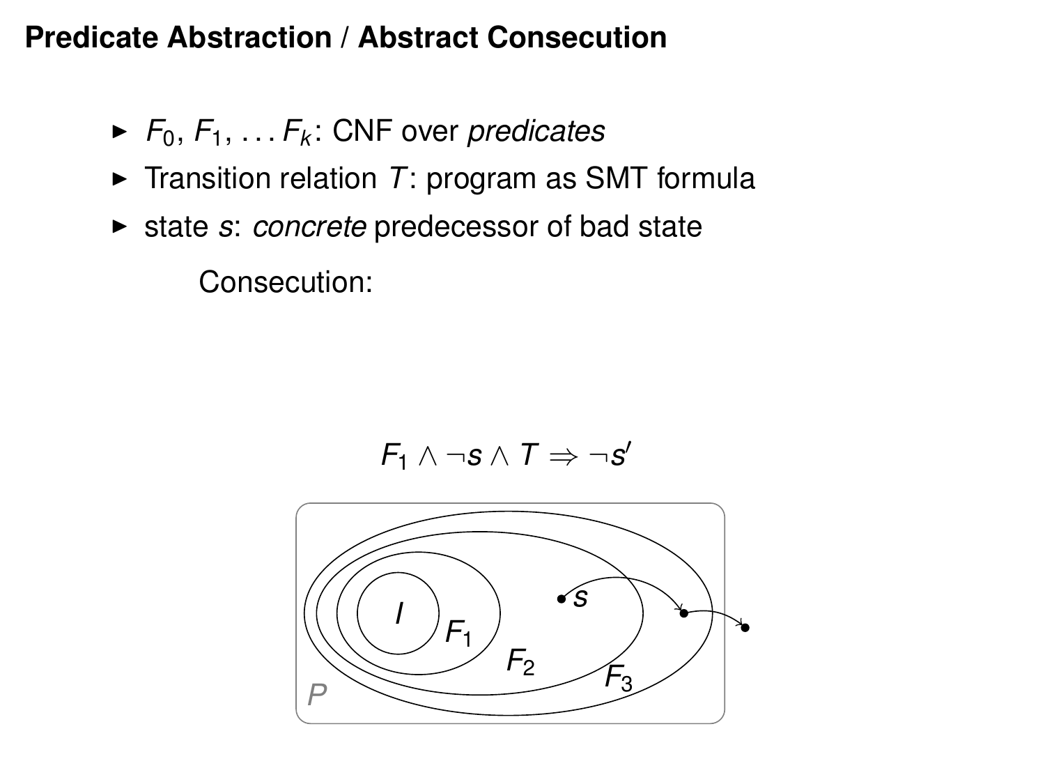# Predicate Abstraction / Abstract Consecution

- $F_0, F_1, \ldots F_k$: CNF over *predicates*
- Transition relation $T$: program as SMT formula
- state $s$: *concrete* predecessor of bad state

Consecution:

$$F_1 \wedge \neg s \wedge T \Rightarrow \neg s'$$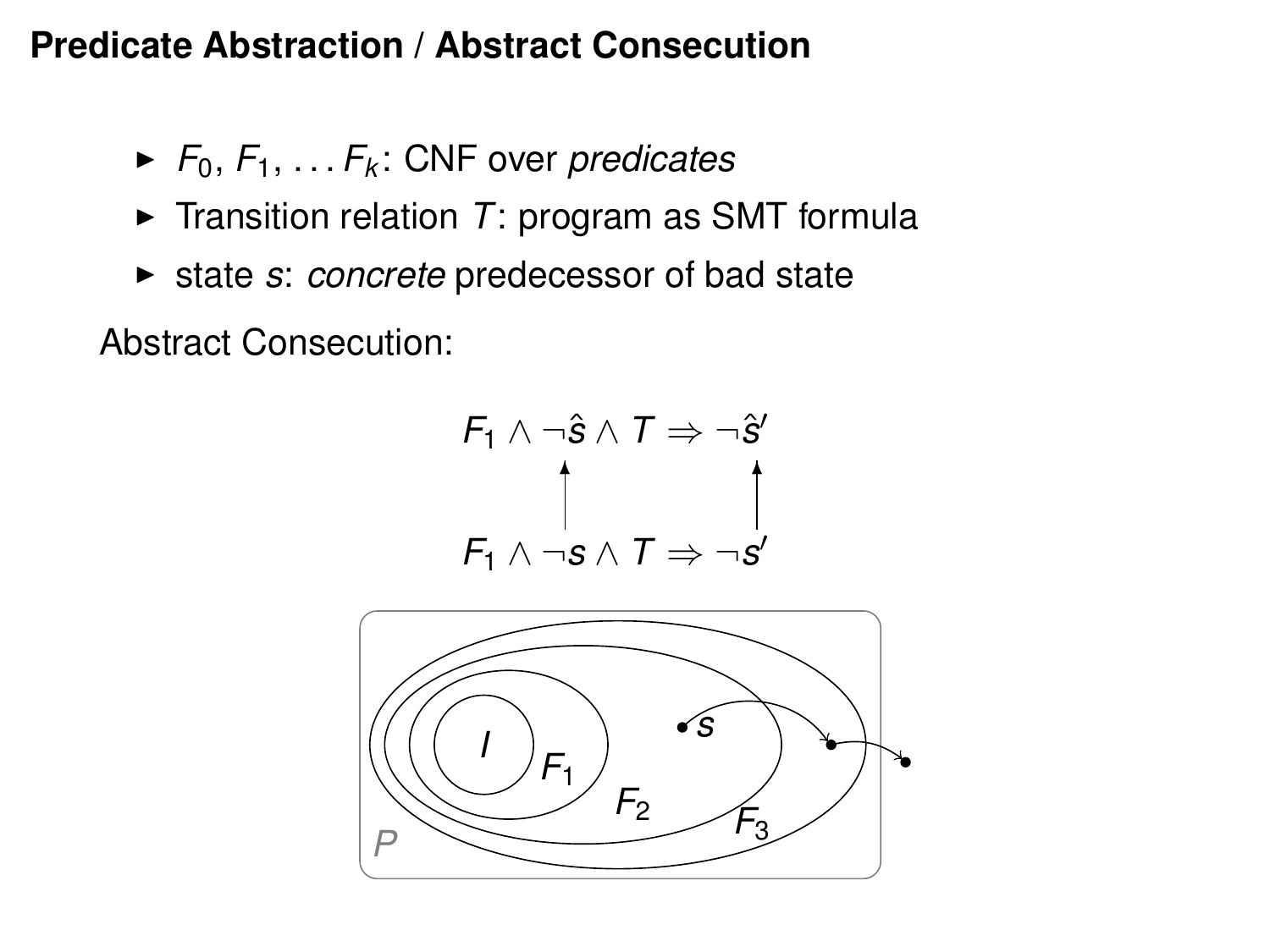# Predicate Abstraction / Abstract Consecution

- $F_0, F_1, \ldots F_k$: CNF over *predicates*
- Transition relation $T$: program as SMT formula
- state $s$: *concrete* predecessor of bad state

Abstract Consecution:

$$F_1 \wedge \neg \hat{s} \wedge T \Rightarrow \neg \hat{s}'$$

$$\uparrow \qquad\qquad \uparrow$$

$$F_1 \wedge \neg s \wedge T \Rightarrow \neg s'$$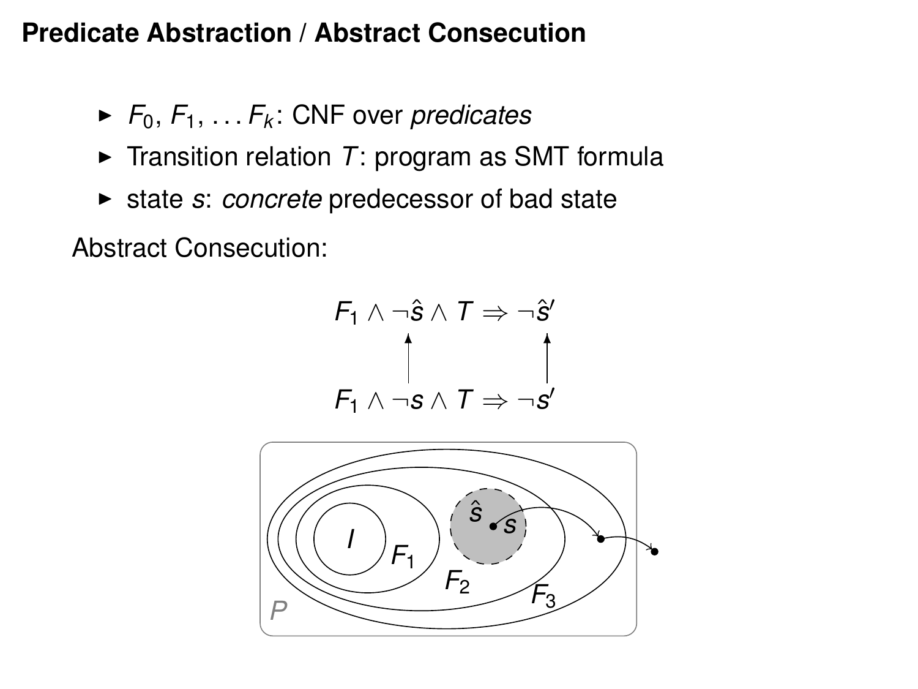## Predicate Abstraction / Abstract Consecution

- $F_0, F_1, \ldots F_k$: CNF over *predicates*
- Transition relation $T$: program as SMT formula
- state $s$: *concrete* predecessor of bad state

Abstract Consecution:

$$F_1 \wedge \neg\hat{s} \wedge T \Rightarrow \neg\hat{s}'$$

$$F_1 \wedge \neg s \wedge T \Rightarrow \neg s'$$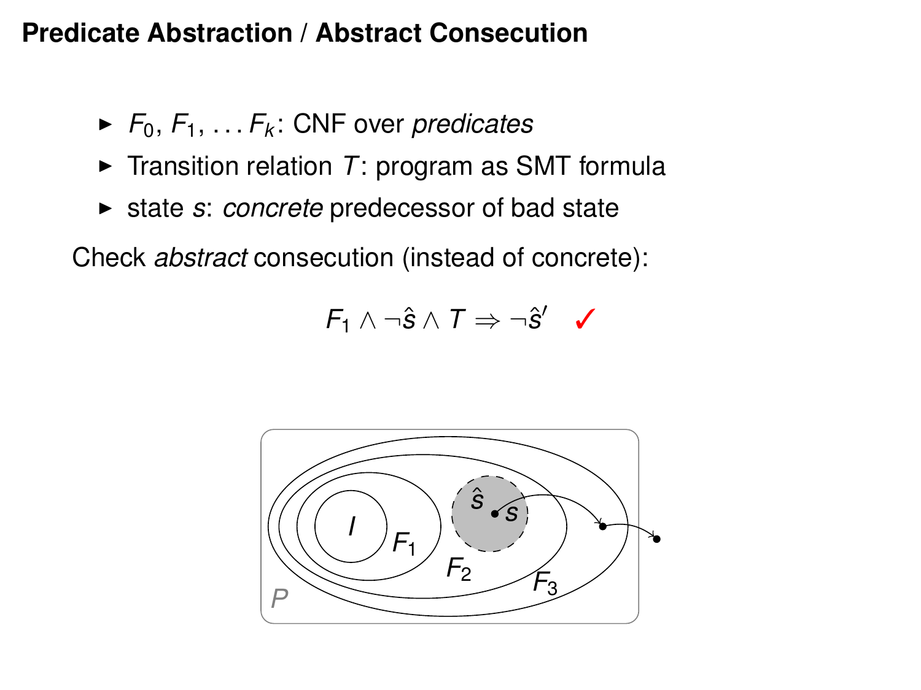# Predicate Abstraction / Abstract Consecution

- $F_0, F_1, \ldots F_k$: CNF over *predicates*
- Transition relation $T$: program as SMT formula
- state $s$: *concrete* predecessor of bad state

Check *abstract* consecution (instead of concrete):

$$F_1 \wedge \neg \hat{s} \wedge T \Rightarrow \neg \hat{s}' \quad \checkmark$$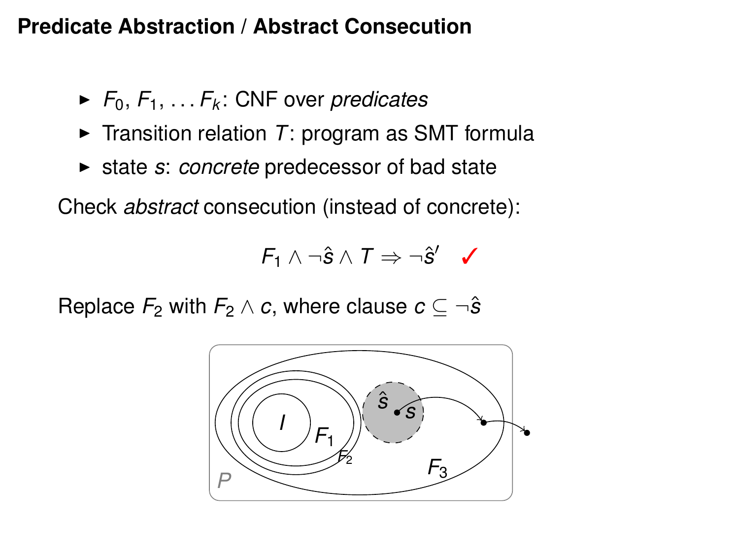# Predicate Abstraction / Abstract Consecution

- $F_0, F_1, \ldots F_k$: CNF over *predicates*
- Transition relation $T$: program as SMT formula
- state $s$: *concrete* predecessor of bad state

Check *abstract* consecution (instead of concrete):

$$F_1 \wedge \neg\hat{s} \wedge T \Rightarrow \neg\hat{s}' \quad \checkmark$$

Replace $F_2$ with $F_2 \wedge c$, where clause $c \subseteq \neg\hat{s}$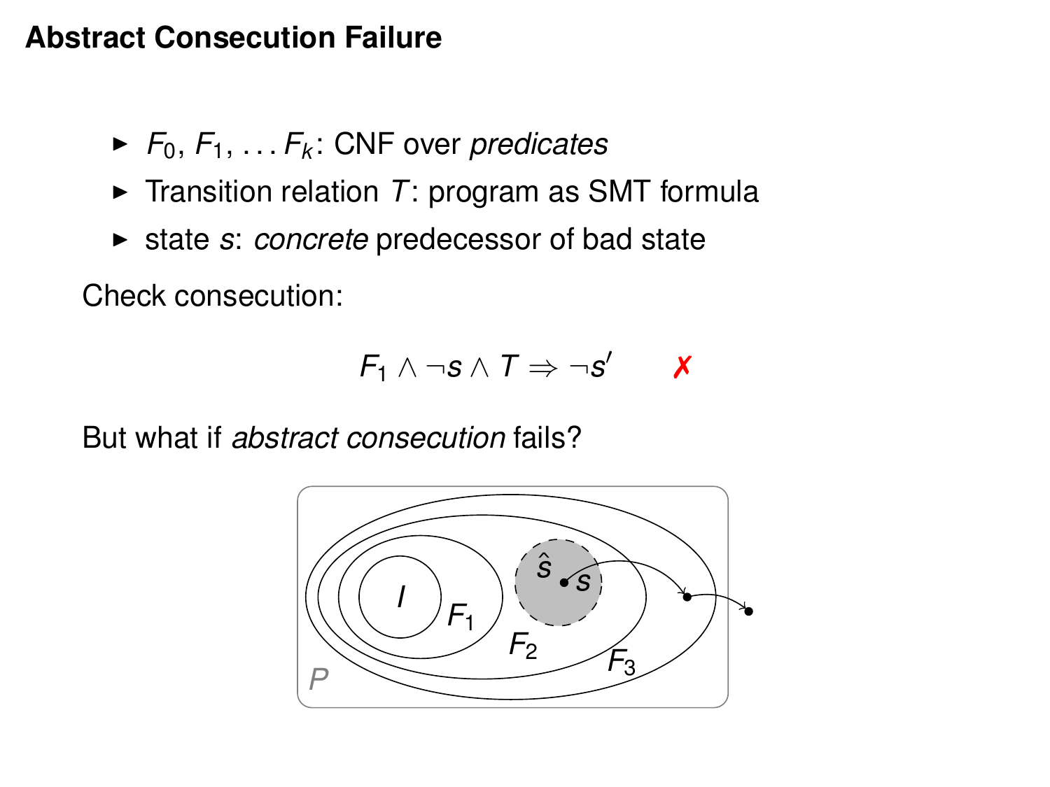# Abstract Consecution Failure

- $F_0, F_1, \ldots F_k$: CNF over *predicates*
- Transition relation $T$: program as SMT formula
- state $s$: *concrete* predecessor of bad state

Check consecution:

$$F_1 \wedge \neg s \wedge T \Rightarrow \neg s' \qquad ✗$$

But what if *abstract consecution* fails?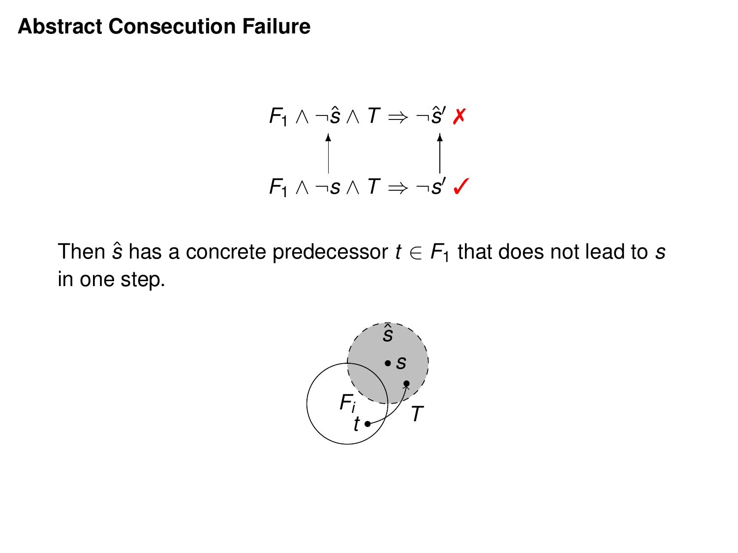# Abstract Consecution Failure

$$F_1 \wedge \neg\hat{s} \wedge T \Rightarrow \neg\hat{s}' \ ✗$$

$$\uparrow \qquad\qquad \uparrow$$

$$F_1 \wedge \neg s \wedge T \Rightarrow \neg s' \ ✓$$

Then $\hat{s}$ has a concrete predecessor $t \in F_1$ that does not lead to $s$ in one step.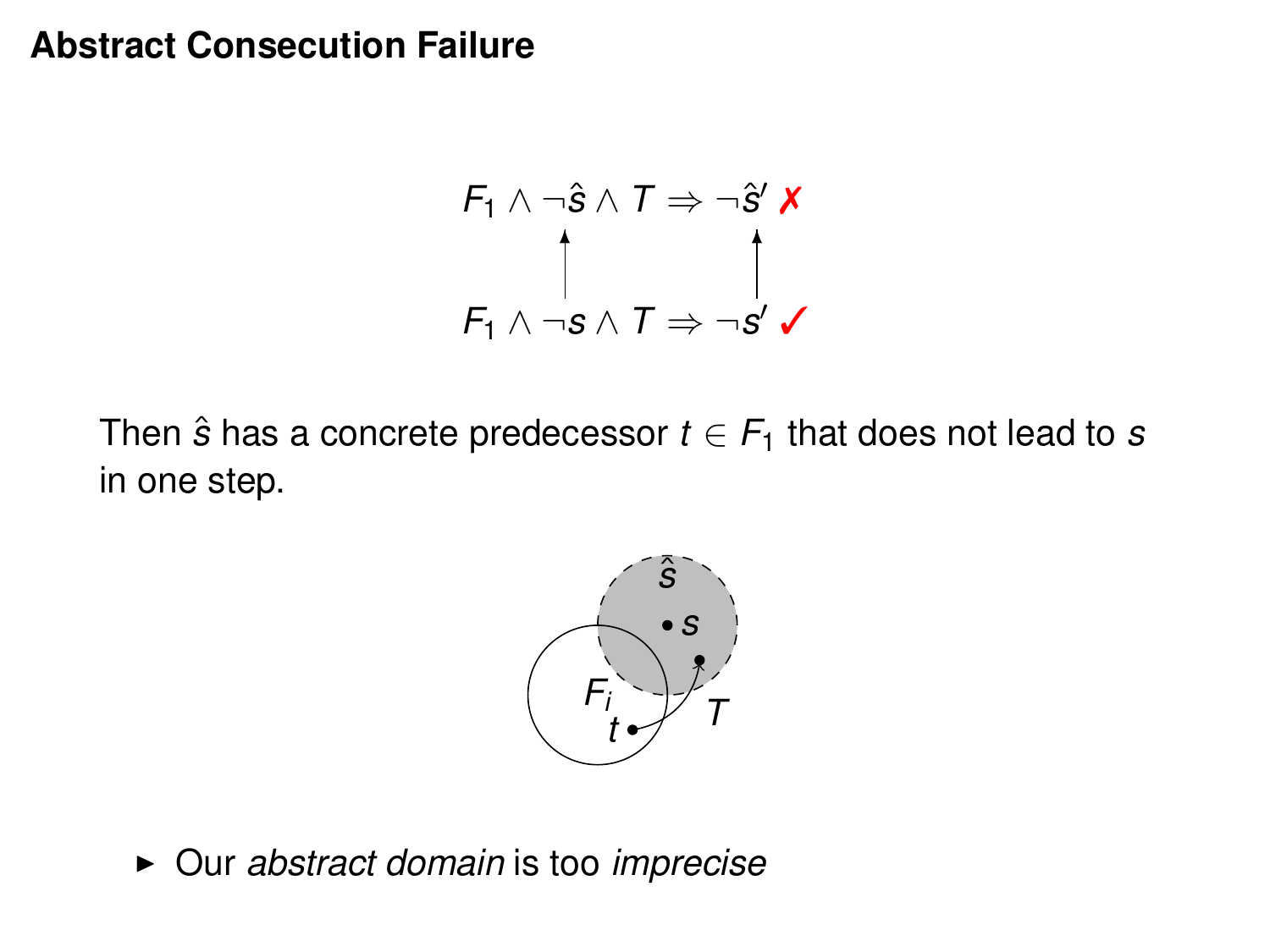# Abstract Consecution Failure

$$F_1 \wedge \neg\hat{s} \wedge T \Rightarrow \neg\hat{s}' \text{ ✗}$$

$$F_1 \wedge \neg s \wedge T \Rightarrow \neg s' \text{ ✓}$$

Then $\hat{s}$ has a concrete predecessor $t \in F_1$ that does not lead to $s$ in one step.

- Our *abstract domain* is too *imprecise*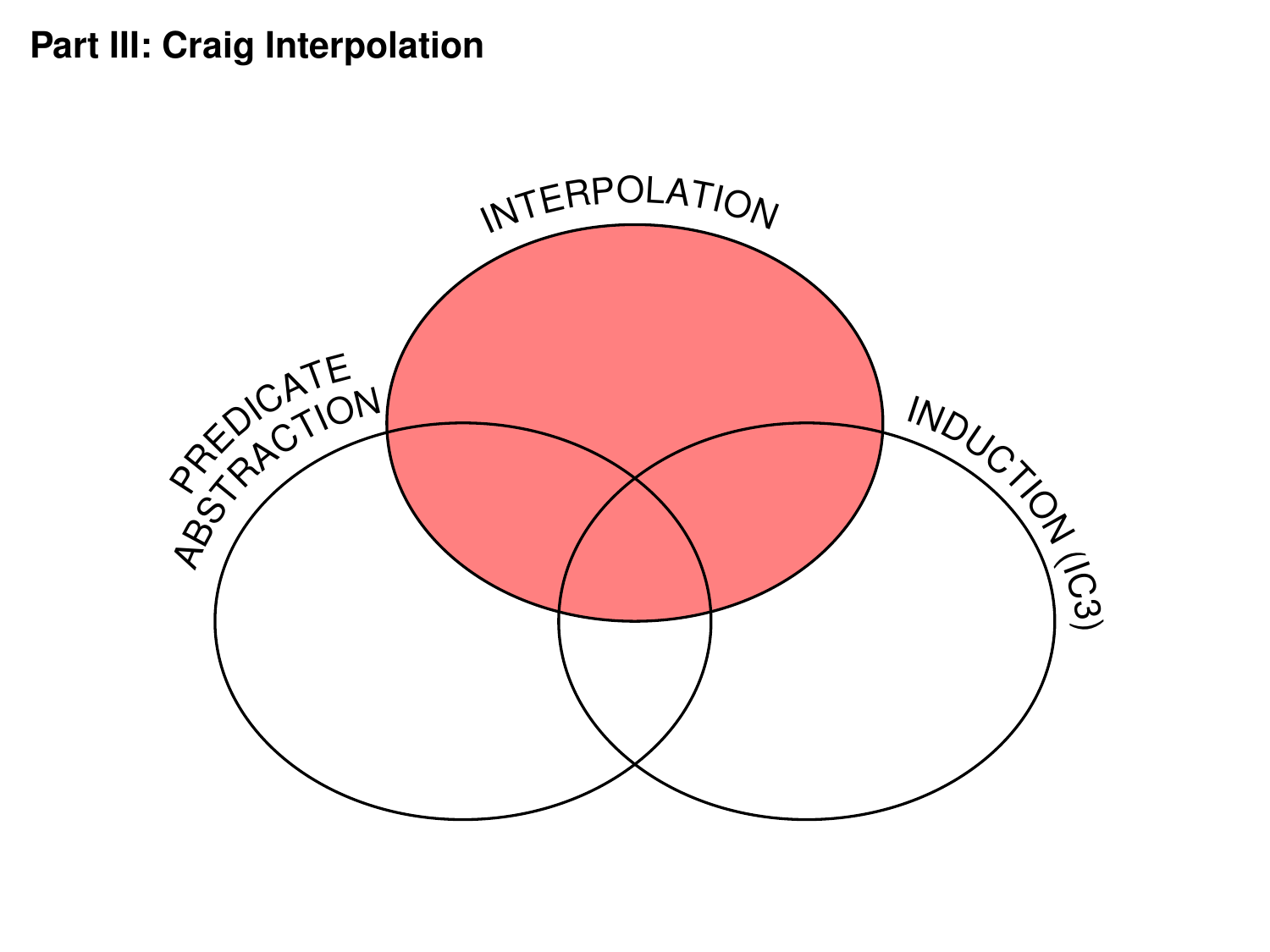## Part III: Craig Interpolation

INTERPOLATION

PREDICATE ABSTRACTION

INDUCTION (IC3)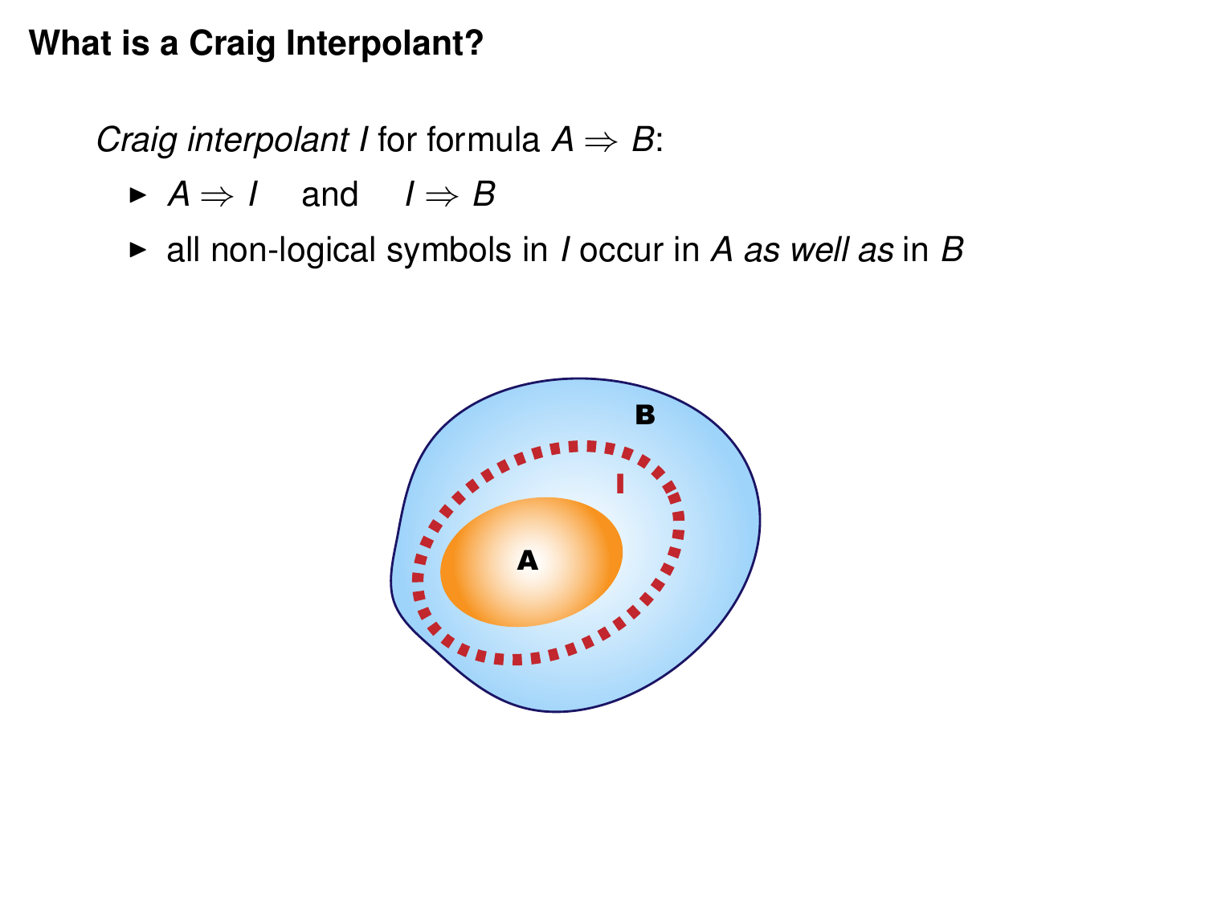# What is a Craig Interpolant?

*Craig interpolant I* for formula $A \Rightarrow B$:

- $A \Rightarrow I$ and $I \Rightarrow B$
- all non-logical symbols in $I$ occur in $A$ *as well as* in $B$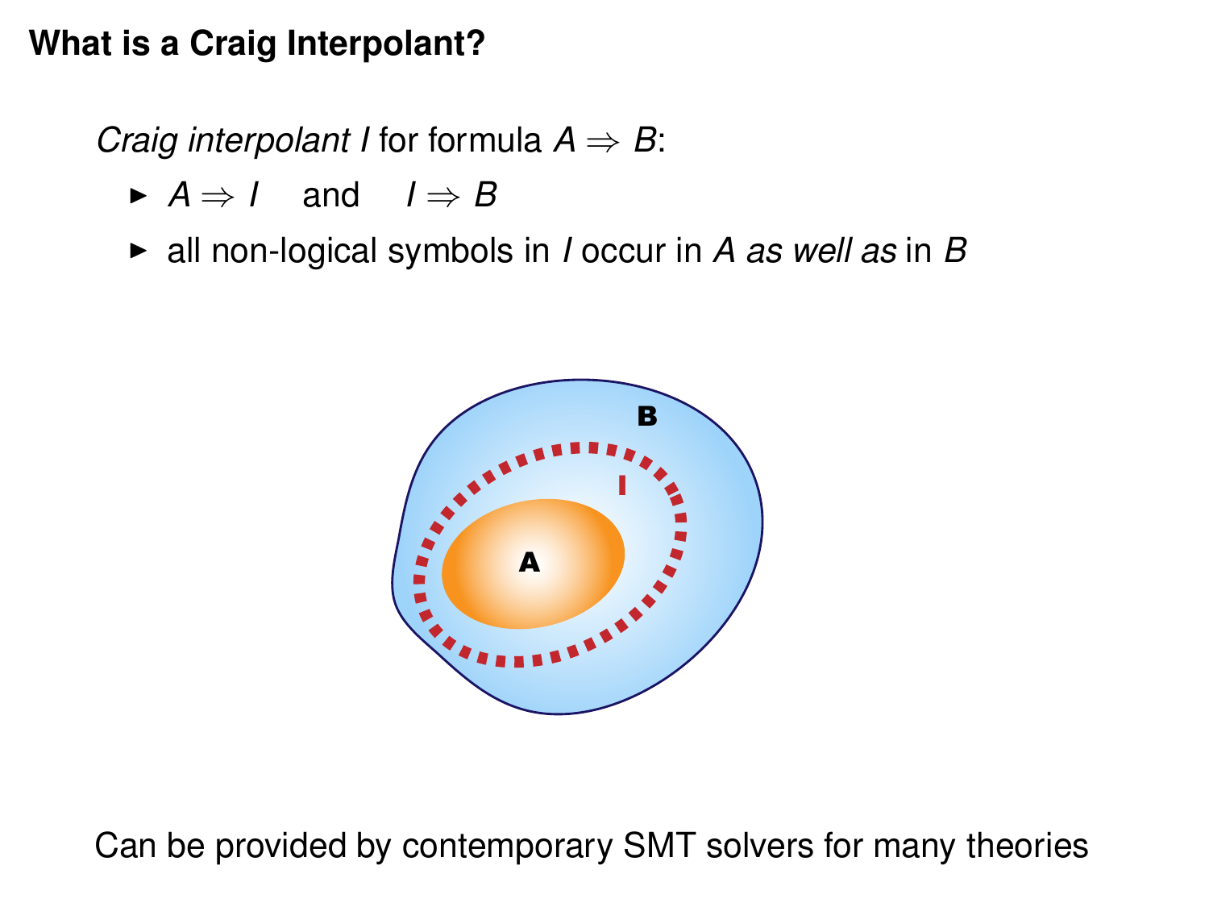## What is a Craig Interpolant?

*Craig interpolant $I$* for formula $A \Rightarrow B$:

- $A \Rightarrow I$ and $I \Rightarrow B$
- all non-logical symbols in $I$ occur in $A$ *as well as* in $B$

Can be provided by contemporary SMT solvers for many theories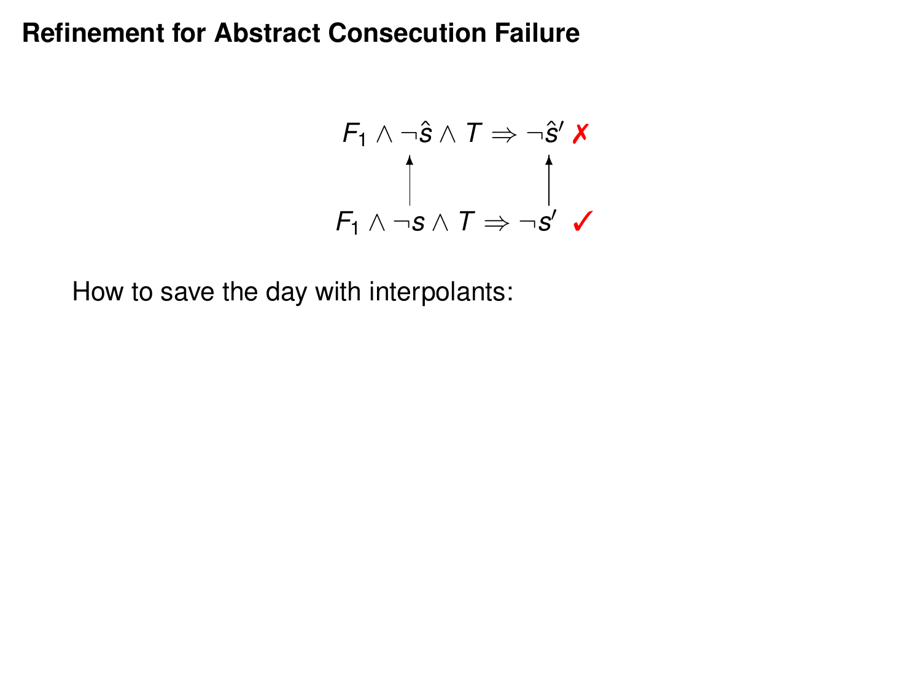# Refinement for Abstract Consecution Failure

$$F_1 \wedge \neg\hat{s} \wedge T \Rightarrow \neg\hat{s}' \text{ ✗}$$

$$\uparrow \qquad\qquad\qquad \uparrow$$

$$F_1 \wedge \neg s \wedge T \Rightarrow \neg s' \text{ ✓}$$

How to save the day with interpolants: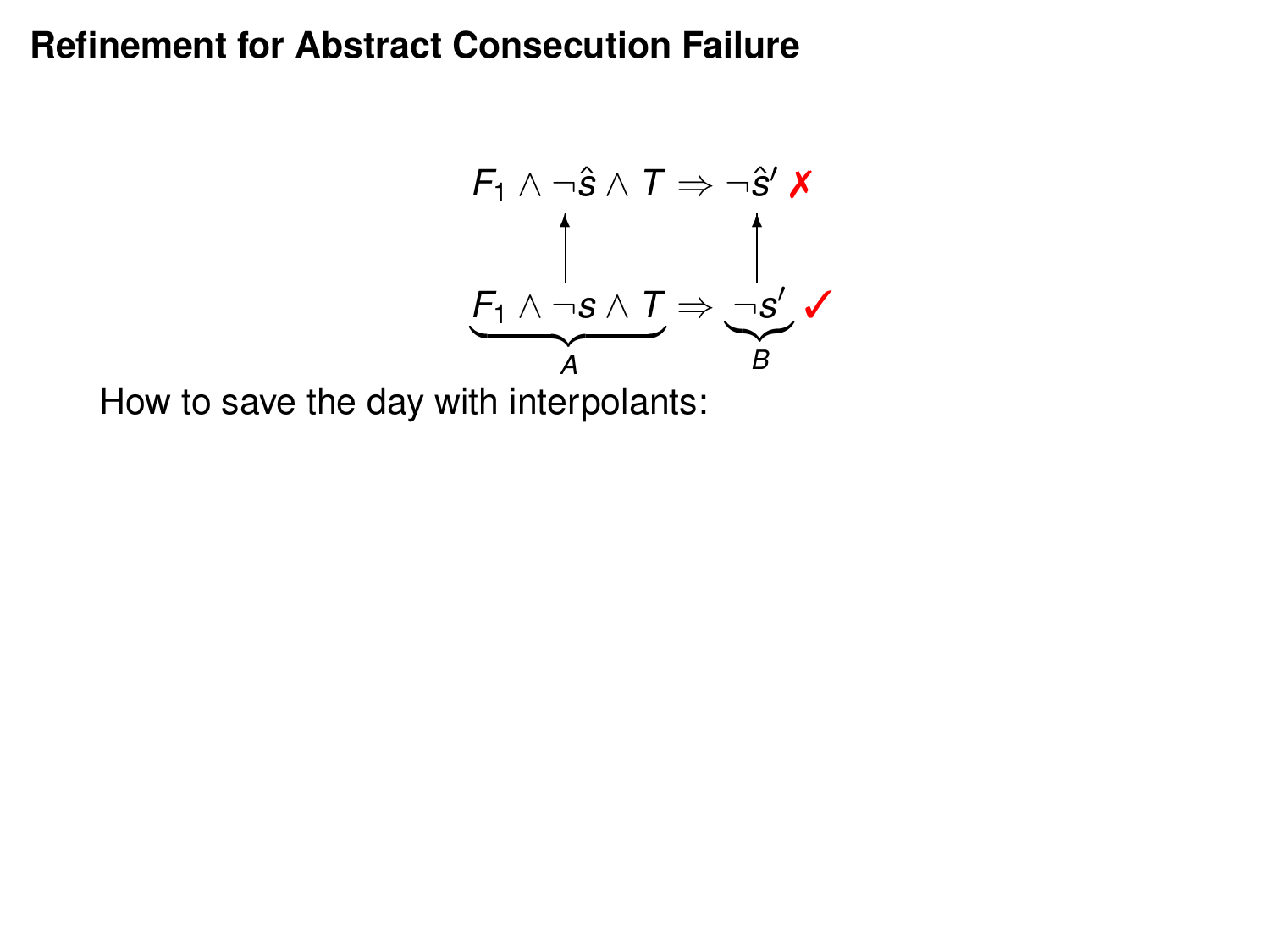# Refinement for Abstract Consecution Failure

$$F_1 \wedge \neg \hat{s} \wedge T \Rightarrow \neg \hat{s}' \text{ ✗}$$

$$\uparrow \qquad\qquad \uparrow$$

$$\underbrace{F_1 \wedge \neg s \wedge T}_{A} \Rightarrow \underbrace{\neg s'}_{B} \text{ ✓}$$

How to save the day with interpolants: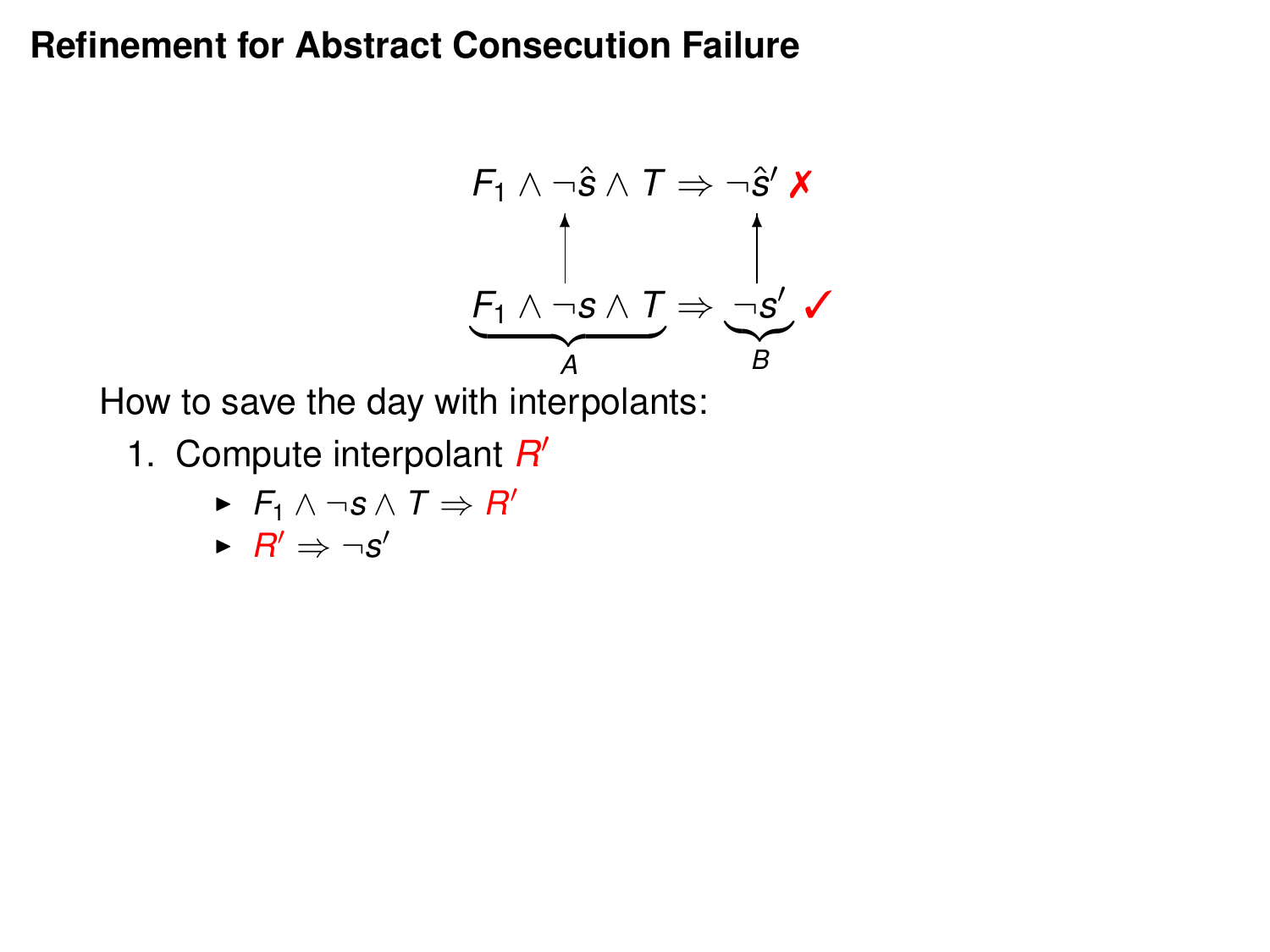# Refinement for Abstract Consecution Failure

$$F_1 \wedge \neg\hat{s} \wedge T \Rightarrow \neg\hat{s}' \text{ ✗}$$

$$\uparrow \qquad\qquad \uparrow$$

$$\underbrace{F_1 \wedge \neg s \wedge T}_{A} \Rightarrow \underbrace{\neg s'}_{B} \text{ ✓}$$

How to save the day with interpolants:

1. Compute interpolant $R'$
   - $F_1 \wedge \neg s \wedge T \Rightarrow R'$
   - $R' \Rightarrow \neg s'$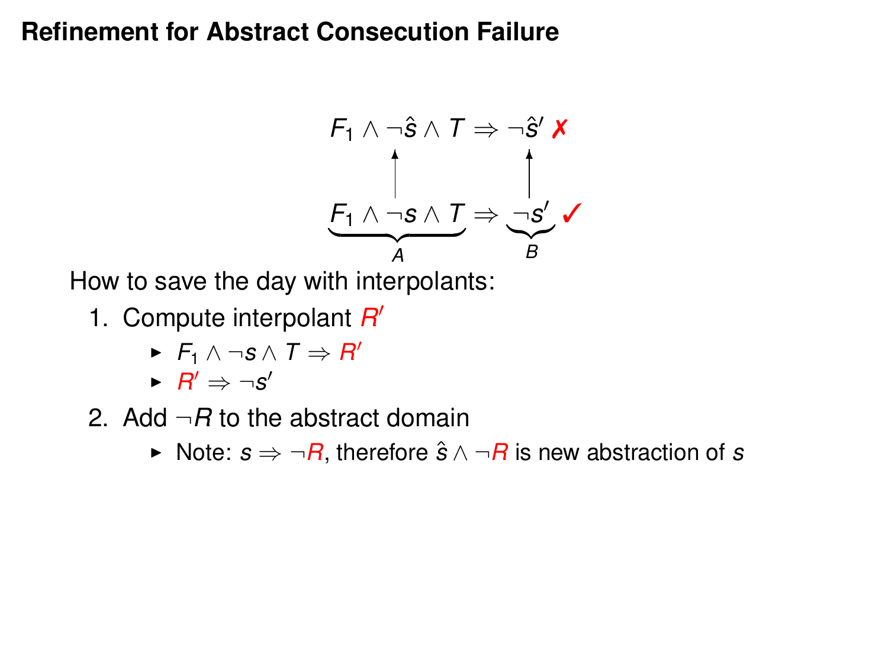# Refinement for Abstract Consecution Failure

$$F_1 \land \neg\hat{s} \land T \Rightarrow \neg\hat{s}' \text{ ✗}$$

$$\uparrow \qquad\qquad \uparrow$$

$$\underbrace{F_1 \land \neg s \land T}_{A} \Rightarrow \underbrace{\neg s'}_{B} \text{ ✓}$$

How to save the day with interpolants:

1. Compute interpolant $R'$
   - $F_1 \land \neg s \land T \Rightarrow R'$
   - $R' \Rightarrow \neg s'$
2. Add $\neg R$ to the abstract domain
   - Note: $s \Rightarrow \neg R$, therefore $\hat{s} \land \neg R$ is new abstraction of $s$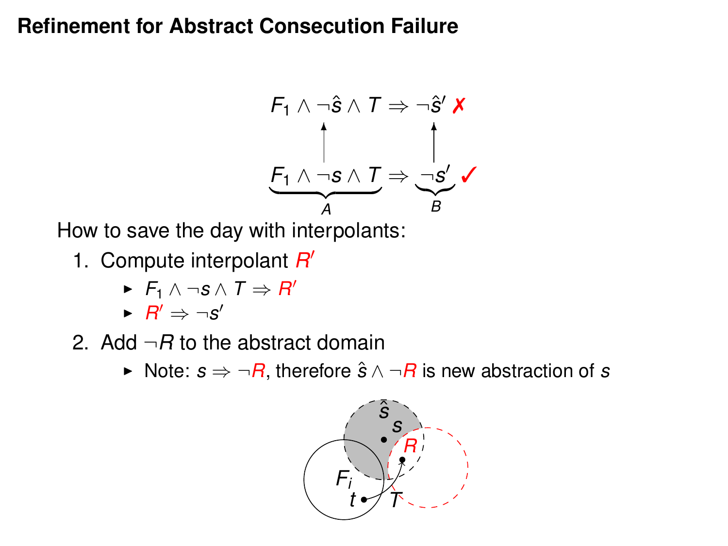# Refinement for Abstract Consecution Failure

$$F_1 \wedge \neg\hat{s} \wedge T \Rightarrow \neg\hat{s}' \text{ ✗}$$

$$\underbrace{F_1 \wedge \neg s \wedge T}_{A} \Rightarrow \underbrace{\neg s'}_{B} \text{ ✓}$$

How to save the day with interpolants:

1. Compute interpolant $R'$
   - $F_1 \wedge \neg s \wedge T \Rightarrow R'$
   - $R' \Rightarrow \neg s'$
2. Add $\neg R$ to the abstract domain
   - Note: $s \Rightarrow \neg R$, therefore $\hat{s} \wedge \neg R$ is new abstraction of $s$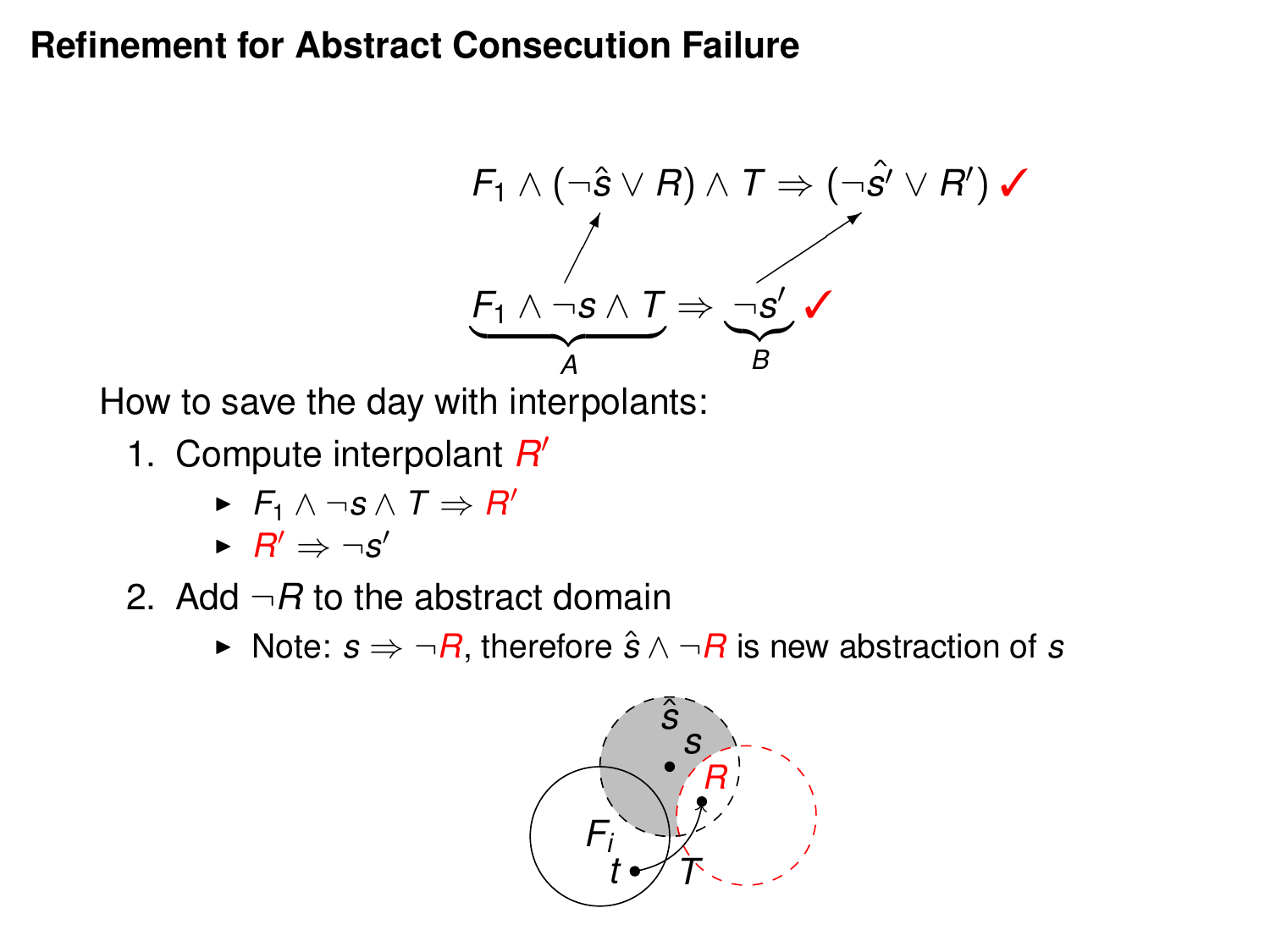# Refinement for Abstract Consecution Failure

$$F_1 \wedge (\neg\hat{s} \vee R) \wedge T \Rightarrow (\neg\hat{s}' \vee R') \ ✓$$

$$\underbrace{F_1 \wedge \neg s \wedge T}_{A} \Rightarrow \underbrace{\neg s'}_{B} \ ✓$$

How to save the day with interpolants:

1. Compute interpolant $R'$
   - $F_1 \wedge \neg s \wedge T \Rightarrow R'$
   - $R' \Rightarrow \neg s'$
2. Add $\neg R$ to the abstract domain
   - Note: $s \Rightarrow \neg R$, therefore $\hat{s} \wedge \neg R$ is new abstraction of $s$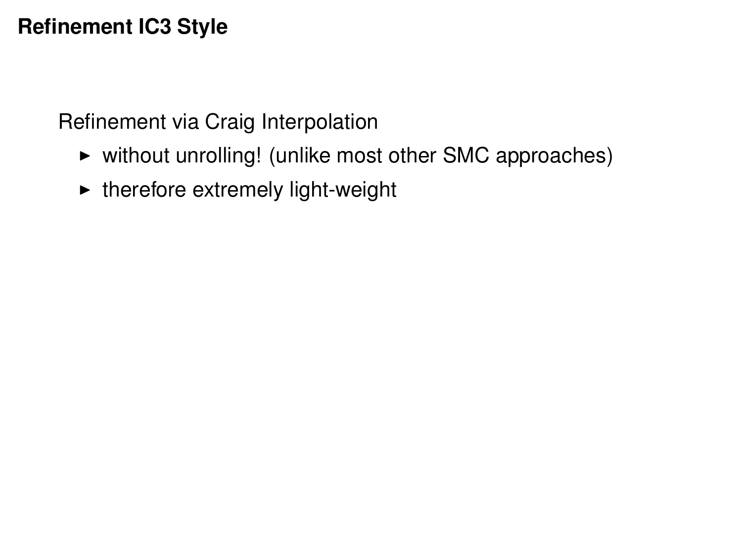# Refinement IC3 Style

Refinement via Craig Interpolation

- without unrolling! (unlike most other SMC approaches)
- therefore extremely light-weight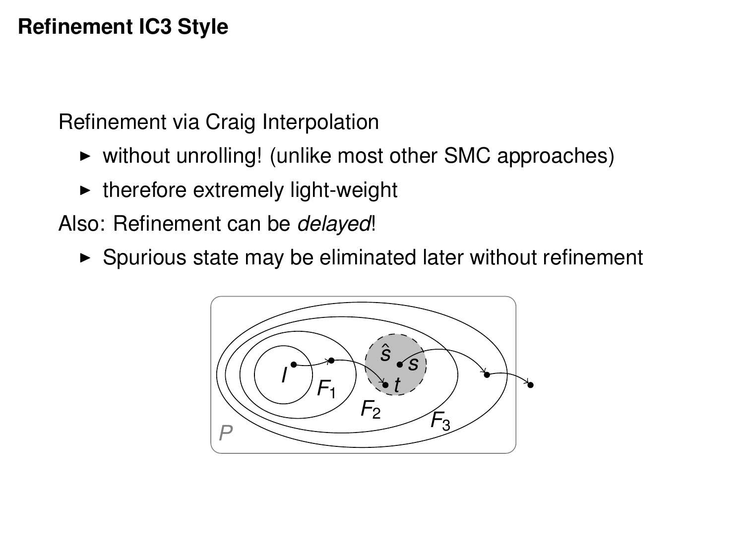# Refinement IC3 Style

Refinement via Craig Interpolation

- without unrolling! (unlike most other SMC approaches)
- therefore extremely light-weight

Also: Refinement can be *delayed*!

- Spurious state may be eliminated later without refinement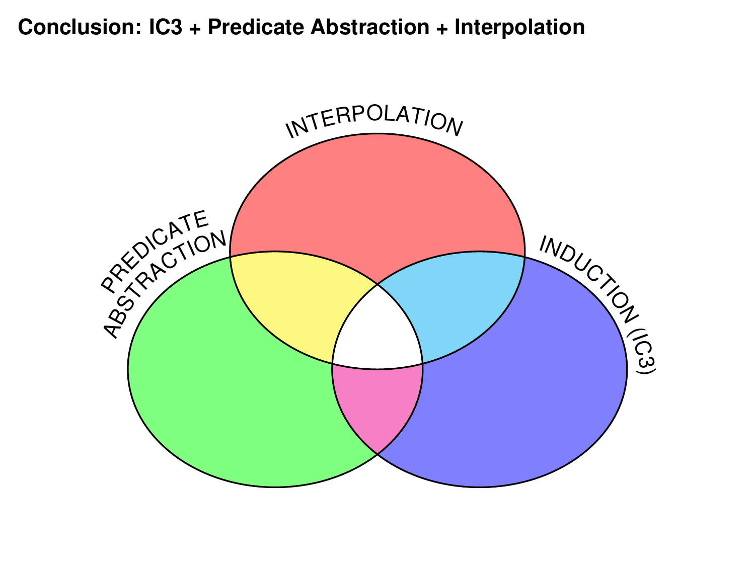## Conclusion: IC3 + Predicate Abstraction + Interpolation

INTERPOLATION

PREDICATE ABSTRACTION

INDUCTION (IC3)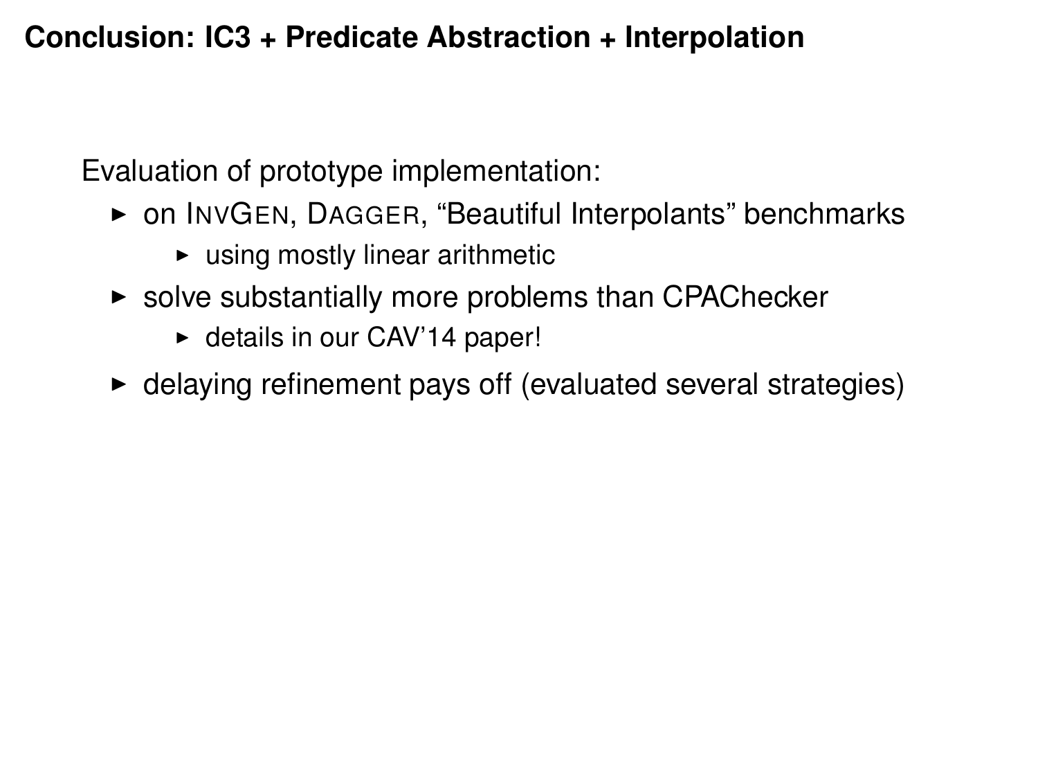# Conclusion: IC3 + Predicate Abstraction + Interpolation

Evaluation of prototype implementation:

- on InvGen, Dagger, "Beautiful Interpolants" benchmarks
  - using mostly linear arithmetic
- solve substantially more problems than CPAChecker
  - details in our CAV'14 paper!
- delaying refinement pays off (evaluated several strategies)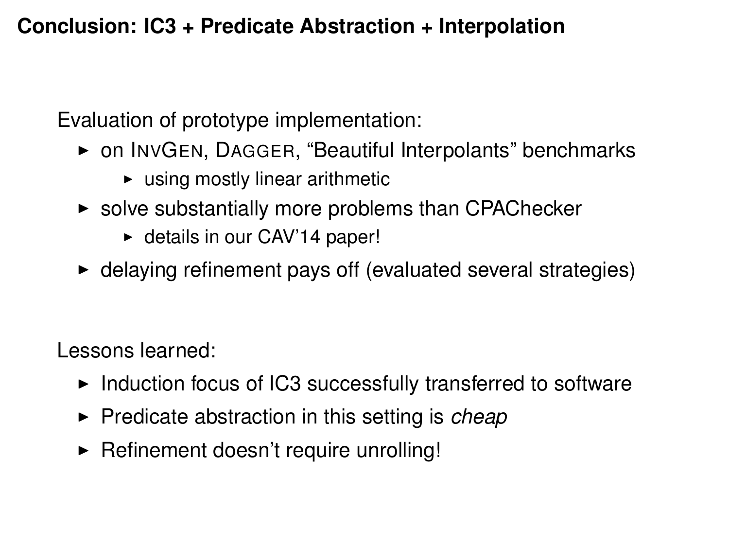# Conclusion: IC3 + Predicate Abstraction + Interpolation

Evaluation of prototype implementation:

- on InvGen, Dagger, "Beautiful Interpolants" benchmarks
  - using mostly linear arithmetic
- solve substantially more problems than CPAChecker
  - details in our CAV'14 paper!
- delaying refinement pays off (evaluated several strategies)

Lessons learned:

- Induction focus of IC3 successfully transferred to software
- Predicate abstraction in this setting is *cheap*
- Refinement doesn't require unrolling!